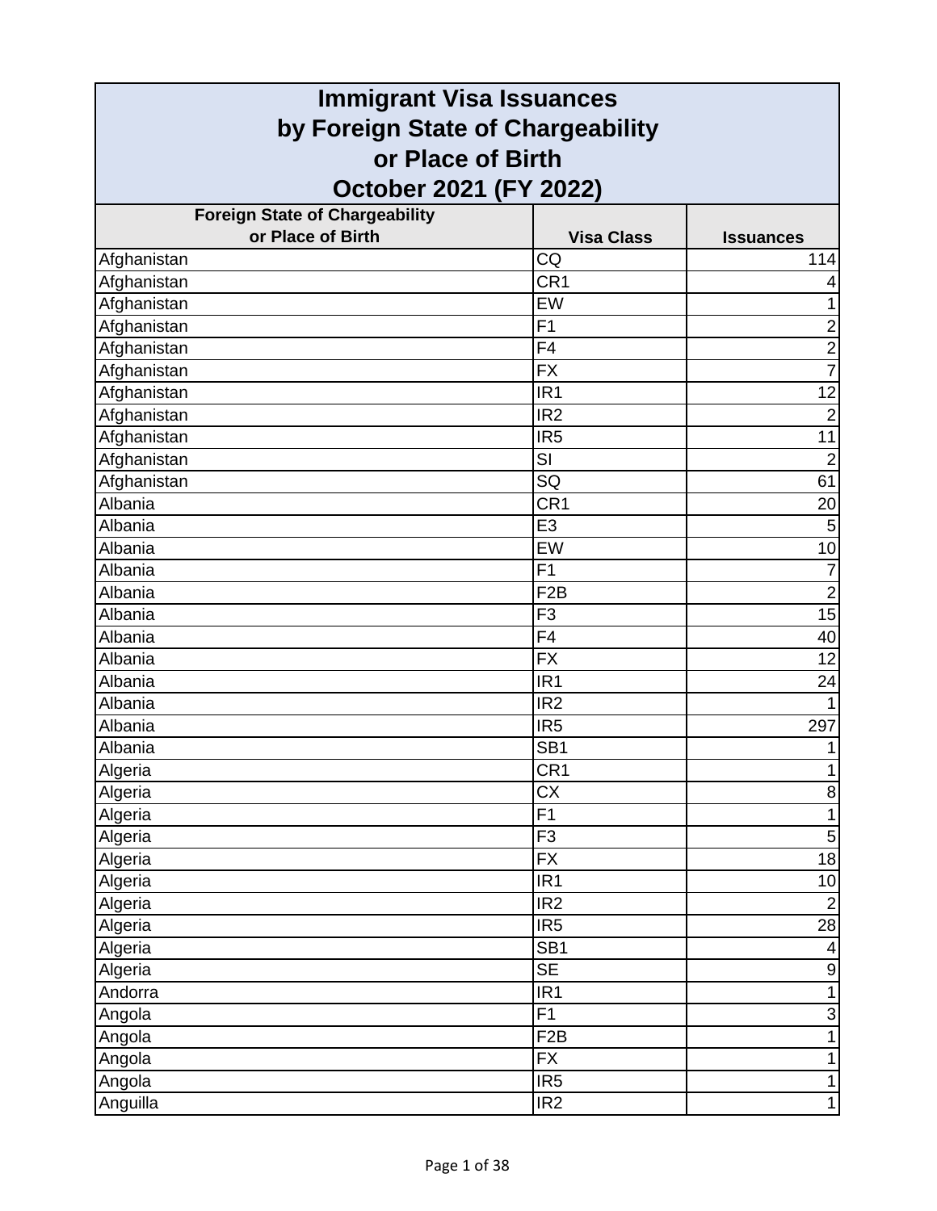# Immigrant Visa Issuances by Foreign State of Chargeability or Place of Birth October 2021 (FY 2022)

| Foreign State of Chargeability or Place of Birth | Visa Class | Issuances |
|---|---|---|
| Afghanistan | CQ | 114 |
| Afghanistan | CR1 | 4 |
| Afghanistan | EW | 1 |
| Afghanistan | F1 | 2 |
| Afghanistan | F4 | 2 |
| Afghanistan | FX | 7 |
| Afghanistan | IR1 | 12 |
| Afghanistan | IR2 | 2 |
| Afghanistan | IR5 | 11 |
| Afghanistan | SI | 2 |
| Afghanistan | SQ | 61 |
| Albania | CR1 | 20 |
| Albania | E3 | 5 |
| Albania | EW | 10 |
| Albania | F1 | 7 |
| Albania | F2B | 2 |
| Albania | F3 | 15 |
| Albania | F4 | 40 |
| Albania | FX | 12 |
| Albania | IR1 | 24 |
| Albania | IR2 | 1 |
| Albania | IR5 | 297 |
| Albania | SB1 | 1 |
| Algeria | CR1 | 1 |
| Algeria | CX | 8 |
| Algeria | F1 | 1 |
| Algeria | F3 | 5 |
| Algeria | FX | 18 |
| Algeria | IR1 | 10 |
| Algeria | IR2 | 2 |
| Algeria | IR5 | 28 |
| Algeria | SB1 | 4 |
| Algeria | SE | 9 |
| Andorra | IR1 | 1 |
| Angola | F1 | 3 |
| Angola | F2B | 1 |
| Angola | FX | 1 |
| Angola | IR5 | 1 |
| Anguilla | IR2 | 1 |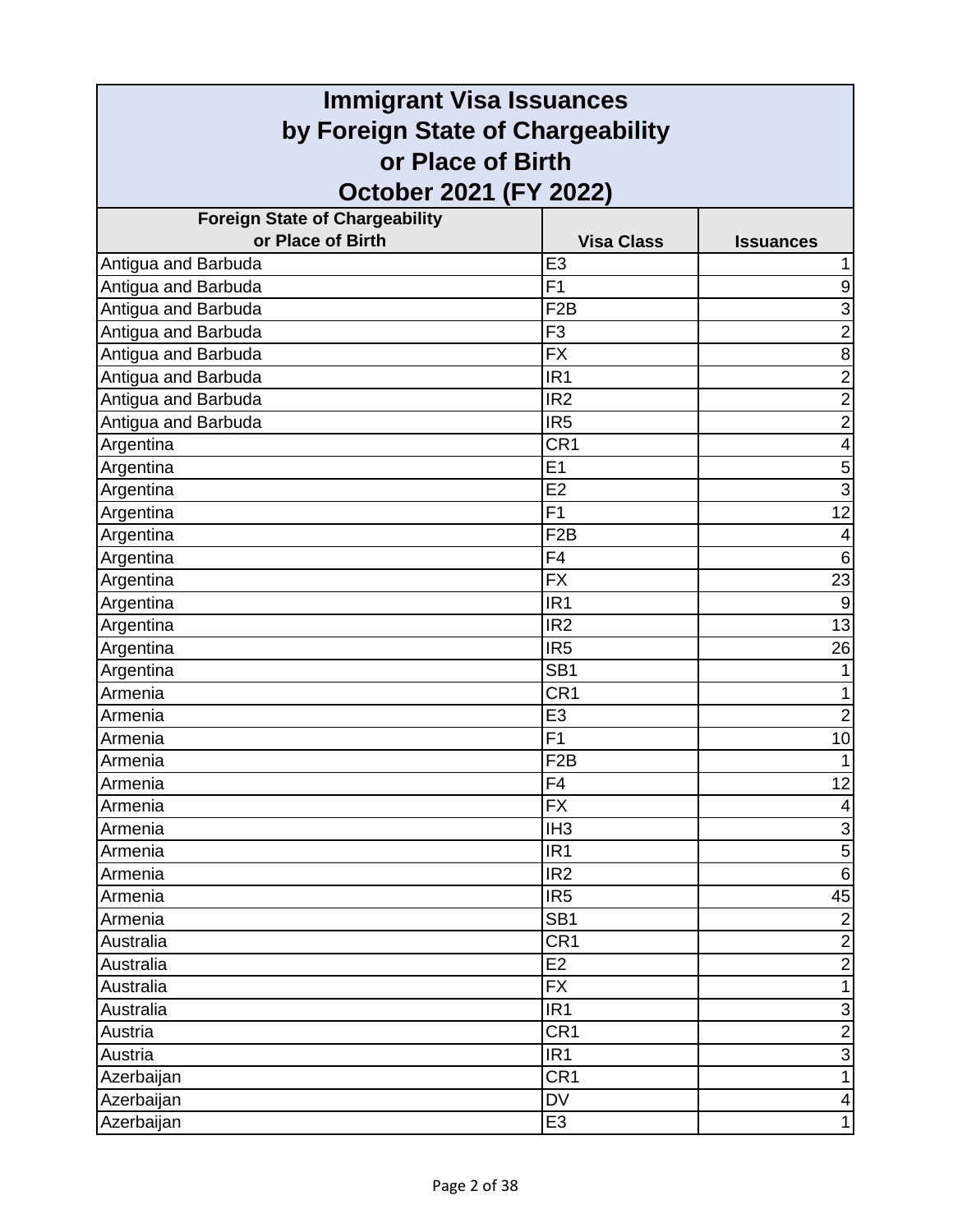# Immigrant Visa Issuances by Foreign State of Chargeability or Place of Birth October 2021 (FY 2022)

| Foreign State of Chargeability or Place of Birth | Visa Class | Issuances |
|---|---|---|
| Antigua and Barbuda | E3 | 1 |
| Antigua and Barbuda | F1 | 9 |
| Antigua and Barbuda | F2B | 3 |
| Antigua and Barbuda | F3 | 2 |
| Antigua and Barbuda | FX | 8 |
| Antigua and Barbuda | IR1 | 2 |
| Antigua and Barbuda | IR2 | 2 |
| Antigua and Barbuda | IR5 | 2 |
| Argentina | CR1 | 4 |
| Argentina | E1 | 5 |
| Argentina | E2 | 3 |
| Argentina | F1 | 12 |
| Argentina | F2B | 4 |
| Argentina | F4 | 6 |
| Argentina | FX | 23 |
| Argentina | IR1 | 9 |
| Argentina | IR2 | 13 |
| Argentina | IR5 | 26 |
| Argentina | SB1 | 1 |
| Armenia | CR1 | 1 |
| Armenia | E3 | 2 |
| Armenia | F1 | 10 |
| Armenia | F2B | 1 |
| Armenia | F4 | 12 |
| Armenia | FX | 4 |
| Armenia | IH3 | 3 |
| Armenia | IR1 | 5 |
| Armenia | IR2 | 6 |
| Armenia | IR5 | 45 |
| Armenia | SB1 | 2 |
| Australia | CR1 | 2 |
| Australia | E2 | 2 |
| Australia | FX | 1 |
| Australia | IR1 | 3 |
| Austria | CR1 | 2 |
| Austria | IR1 | 3 |
| Azerbaijan | CR1 | 1 |
| Azerbaijan | DV | 4 |
| Azerbaijan | E3 | 1 |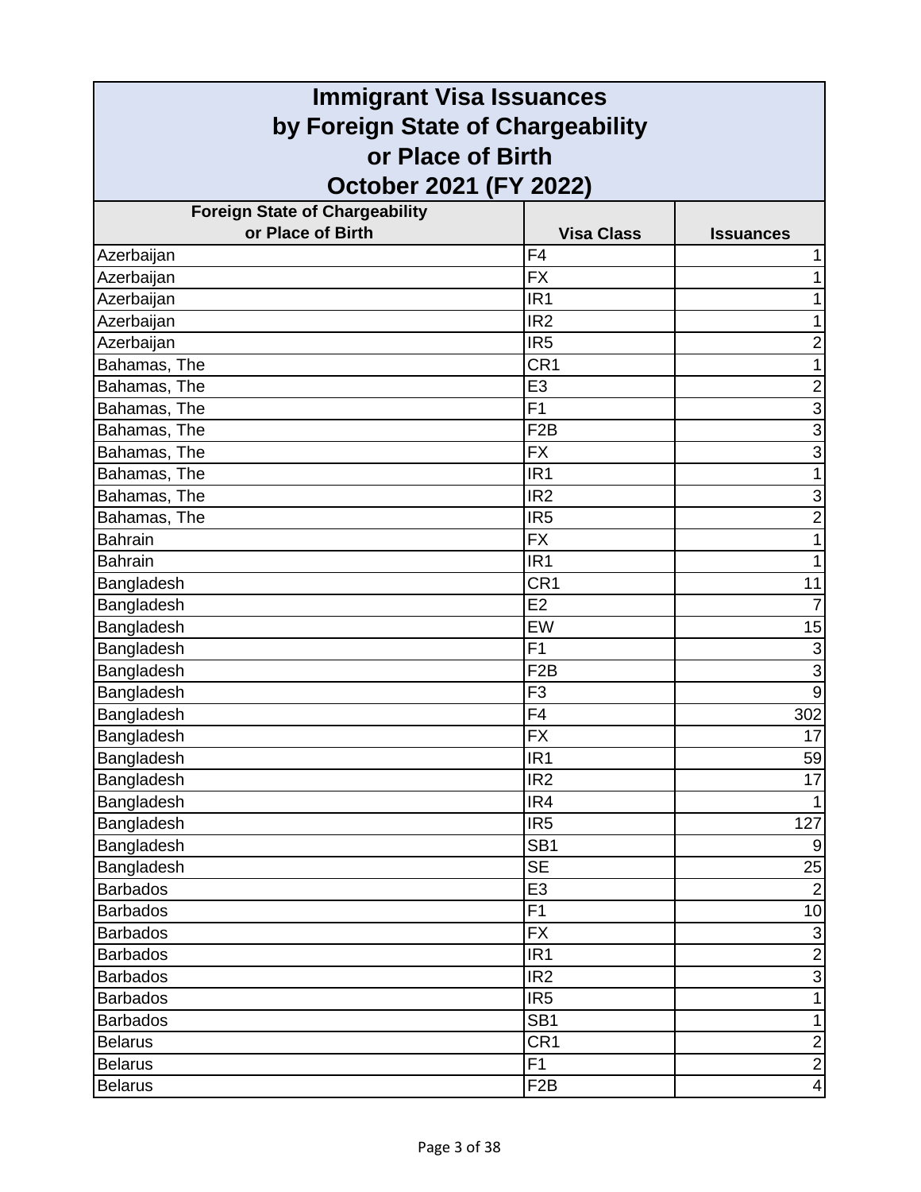# Immigrant Visa Issuances by Foreign State of Chargeability or Place of Birth October 2021 (FY 2022)

| Foreign State of Chargeability or Place of Birth | Visa Class | Issuances |
|---|---|---|
| Azerbaijan | F4 | 1 |
| Azerbaijan | FX | 1 |
| Azerbaijan | IR1 | 1 |
| Azerbaijan | IR2 | 1 |
| Azerbaijan | IR5 | 2 |
| Bahamas, The | CR1 | 1 |
| Bahamas, The | E3 | 2 |
| Bahamas, The | F1 | 3 |
| Bahamas, The | F2B | 3 |
| Bahamas, The | FX | 3 |
| Bahamas, The | IR1 | 1 |
| Bahamas, The | IR2 | 3 |
| Bahamas, The | IR5 | 2 |
| Bahrain | FX | 1 |
| Bahrain | IR1 | 1 |
| Bangladesh | CR1 | 11 |
| Bangladesh | E2 | 7 |
| Bangladesh | EW | 15 |
| Bangladesh | F1 | 3 |
| Bangladesh | F2B | 3 |
| Bangladesh | F3 | 9 |
| Bangladesh | F4 | 302 |
| Bangladesh | FX | 17 |
| Bangladesh | IR1 | 59 |
| Bangladesh | IR2 | 17 |
| Bangladesh | IR4 | 1 |
| Bangladesh | IR5 | 127 |
| Bangladesh | SB1 | 9 |
| Bangladesh | SE | 25 |
| Barbados | E3 | 2 |
| Barbados | F1 | 10 |
| Barbados | FX | 3 |
| Barbados | IR1 | 2 |
| Barbados | IR2 | 3 |
| Barbados | IR5 | 1 |
| Barbados | SB1 | 1 |
| Belarus | CR1 | 2 |
| Belarus | F1 | 2 |
| Belarus | F2B | 4 |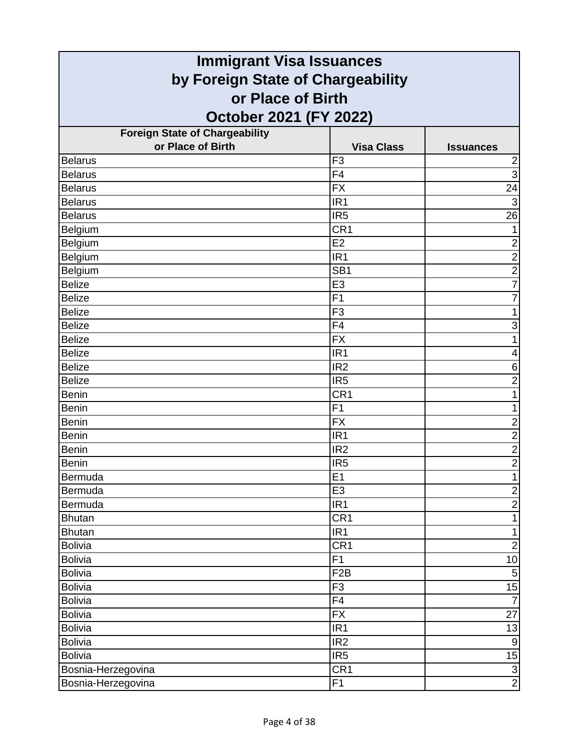# Immigrant Visa Issuances by Foreign State of Chargeability or Place of Birth October 2021 (FY 2022)

| Foreign State of Chargeability or Place of Birth | Visa Class | Issuances |
|---|---|---|
| Belarus | F3 | 2 |
| Belarus | F4 | 3 |
| Belarus | FX | 24 |
| Belarus | IR1 | 3 |
| Belarus | IR5 | 26 |
| Belgium | CR1 | 1 |
| Belgium | E2 | 2 |
| Belgium | IR1 | 2 |
| Belgium | SB1 | 2 |
| Belize | E3 | 7 |
| Belize | F1 | 7 |
| Belize | F3 | 1 |
| Belize | F4 | 3 |
| Belize | FX | 1 |
| Belize | IR1 | 4 |
| Belize | IR2 | 6 |
| Belize | IR5 | 2 |
| Benin | CR1 | 1 |
| Benin | F1 | 1 |
| Benin | FX | 2 |
| Benin | IR1 | 2 |
| Benin | IR2 | 2 |
| Benin | IR5 | 2 |
| Bermuda | E1 | 1 |
| Bermuda | E3 | 2 |
| Bermuda | IR1 | 2 |
| Bhutan | CR1 | 1 |
| Bhutan | IR1 | 1 |
| Bolivia | CR1 | 2 |
| Bolivia | F1 | 10 |
| Bolivia | F2B | 5 |
| Bolivia | F3 | 15 |
| Bolivia | F4 | 7 |
| Bolivia | FX | 27 |
| Bolivia | IR1 | 13 |
| Bolivia | IR2 | 9 |
| Bolivia | IR5 | 15 |
| Bosnia-Herzegovina | CR1 | 3 |
| Bosnia-Herzegovina | F1 | 2 |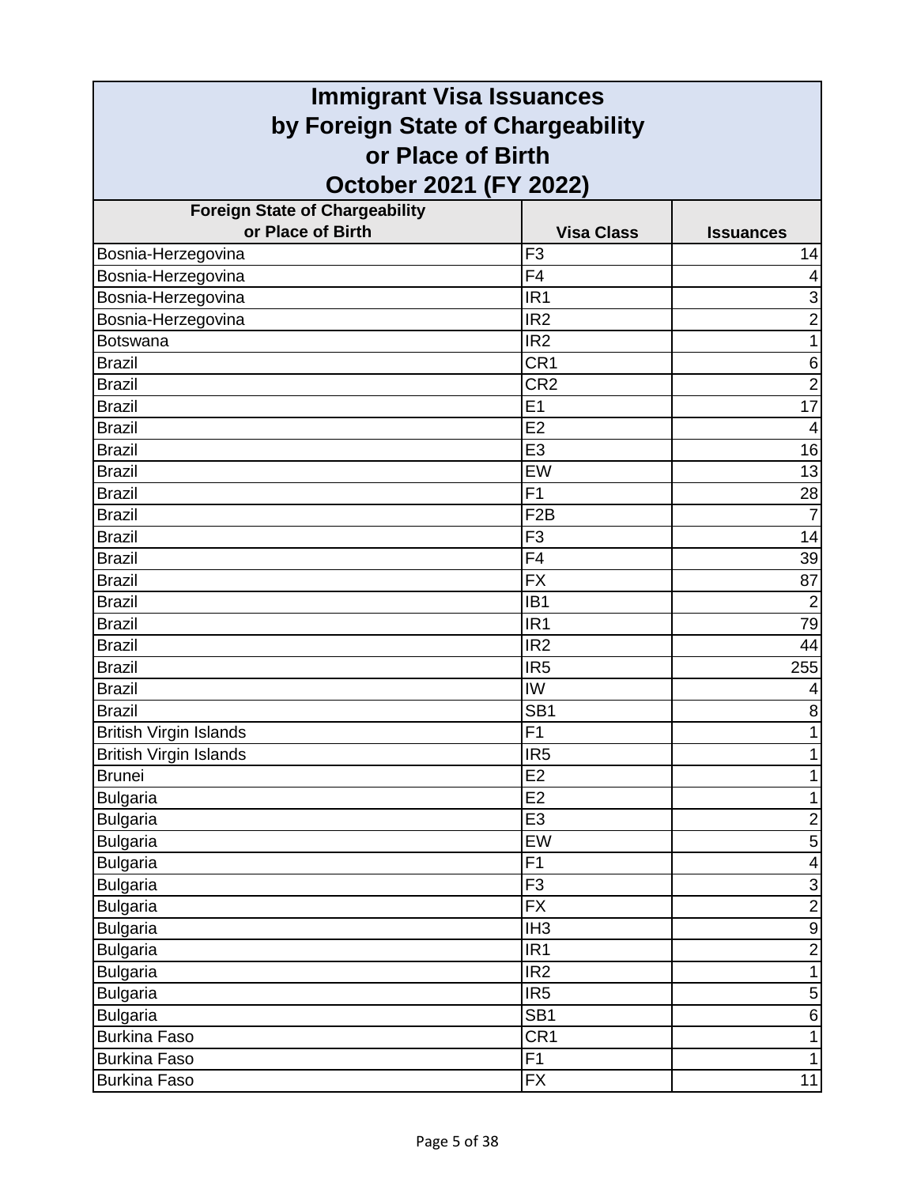# Immigrant Visa Issuances by Foreign State of Chargeability or Place of Birth October 2021 (FY 2022)

| Foreign State of Chargeability or Place of Birth | Visa Class | Issuances |
|---|---|---|
| Bosnia-Herzegovina | F3 | 14 |
| Bosnia-Herzegovina | F4 | 4 |
| Bosnia-Herzegovina | IR1 | 3 |
| Bosnia-Herzegovina | IR2 | 2 |
| Botswana | IR2 | 1 |
| Brazil | CR1 | 6 |
| Brazil | CR2 | 2 |
| Brazil | E1 | 17 |
| Brazil | E2 | 4 |
| Brazil | E3 | 16 |
| Brazil | EW | 13 |
| Brazil | F1 | 28 |
| Brazil | F2B | 7 |
| Brazil | F3 | 14 |
| Brazil | F4 | 39 |
| Brazil | FX | 87 |
| Brazil | IB1 | 2 |
| Brazil | IR1 | 79 |
| Brazil | IR2 | 44 |
| Brazil | IR5 | 255 |
| Brazil | IW | 4 |
| Brazil | SB1 | 8 |
| British Virgin Islands | F1 | 1 |
| British Virgin Islands | IR5 | 1 |
| Brunei | E2 | 1 |
| Bulgaria | E2 | 1 |
| Bulgaria | E3 | 2 |
| Bulgaria | EW | 5 |
| Bulgaria | F1 | 4 |
| Bulgaria | F3 | 3 |
| Bulgaria | FX | 2 |
| Bulgaria | IH3 | 9 |
| Bulgaria | IR1 | 2 |
| Bulgaria | IR2 | 1 |
| Bulgaria | IR5 | 5 |
| Bulgaria | SB1 | 6 |
| Burkina Faso | CR1 | 1 |
| Burkina Faso | F1 | 1 |
| Burkina Faso | FX | 11 |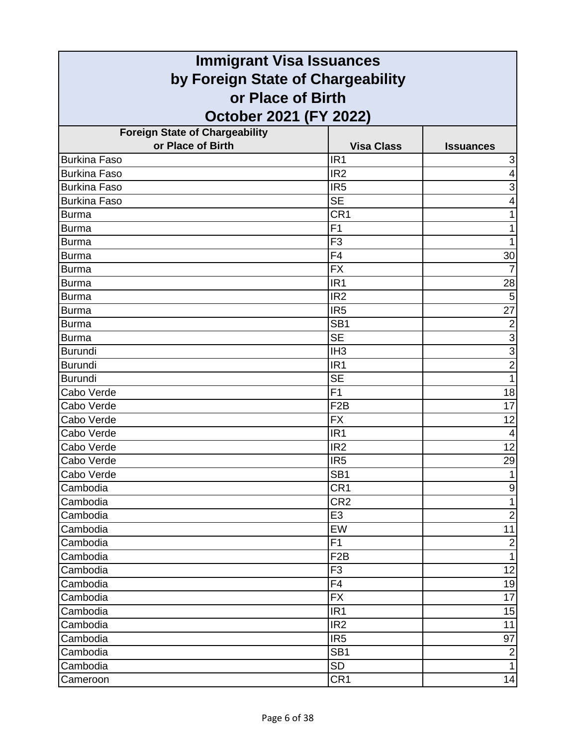# Immigrant Visa Issuances by Foreign State of Chargeability or Place of Birth October 2021 (FY 2022)

| Foreign State of Chargeability or Place of Birth | Visa Class | Issuances |
|---|---|---|
| Burkina Faso | IR1 | 3 |
| Burkina Faso | IR2 | 4 |
| Burkina Faso | IR5 | 3 |
| Burkina Faso | SE | 4 |
| Burma | CR1 | 1 |
| Burma | F1 | 1 |
| Burma | F3 | 1 |
| Burma | F4 | 30 |
| Burma | FX | 7 |
| Burma | IR1 | 28 |
| Burma | IR2 | 5 |
| Burma | IR5 | 27 |
| Burma | SB1 | 2 |
| Burma | SE | 3 |
| Burundi | IH3 | 3 |
| Burundi | IR1 | 2 |
| Burundi | SE | 1 |
| Cabo Verde | F1 | 18 |
| Cabo Verde | F2B | 17 |
| Cabo Verde | FX | 12 |
| Cabo Verde | IR1 | 4 |
| Cabo Verde | IR2 | 12 |
| Cabo Verde | IR5 | 29 |
| Cabo Verde | SB1 | 1 |
| Cambodia | CR1 | 9 |
| Cambodia | CR2 | 1 |
| Cambodia | E3 | 2 |
| Cambodia | EW | 11 |
| Cambodia | F1 | 2 |
| Cambodia | F2B | 1 |
| Cambodia | F3 | 12 |
| Cambodia | F4 | 19 |
| Cambodia | FX | 17 |
| Cambodia | IR1 | 15 |
| Cambodia | IR2 | 11 |
| Cambodia | IR5 | 97 |
| Cambodia | SB1 | 2 |
| Cambodia | SD | 1 |
| Cameroon | CR1 | 14 |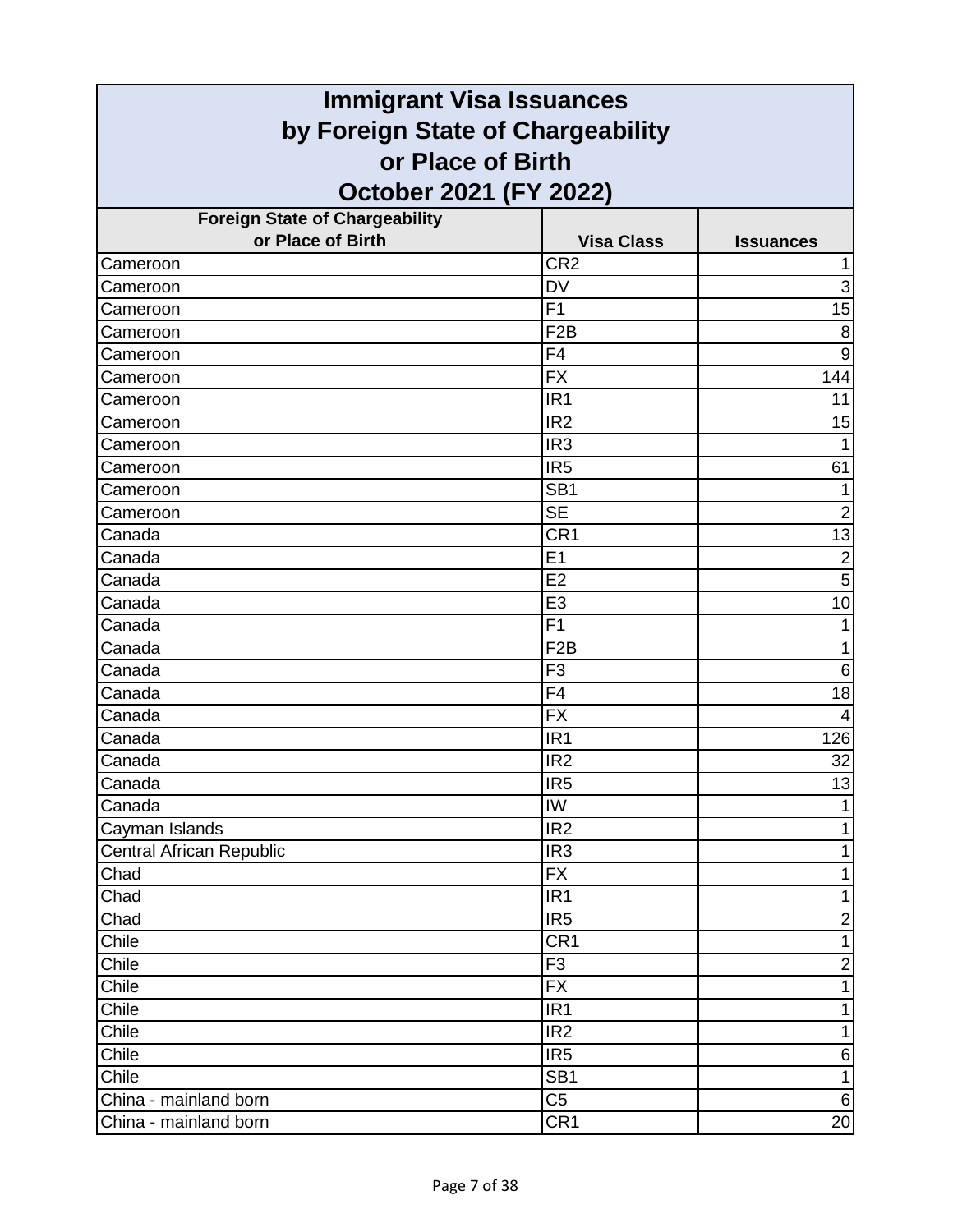# Immigrant Visa Issuances by Foreign State of Chargeability or Place of Birth October 2021 (FY 2022)

| Foreign State of Chargeability or Place of Birth | Visa Class | Issuances |
|---|---|---|
| Cameroon | CR2 | 1 |
| Cameroon | DV | 3 |
| Cameroon | F1 | 15 |
| Cameroon | F2B | 8 |
| Cameroon | F4 | 9 |
| Cameroon | FX | 144 |
| Cameroon | IR1 | 11 |
| Cameroon | IR2 | 15 |
| Cameroon | IR3 | 1 |
| Cameroon | IR5 | 61 |
| Cameroon | SB1 | 1 |
| Cameroon | SE | 2 |
| Canada | CR1 | 13 |
| Canada | E1 | 2 |
| Canada | E2 | 5 |
| Canada | E3 | 10 |
| Canada | F1 | 1 |
| Canada | F2B | 1 |
| Canada | F3 | 6 |
| Canada | F4 | 18 |
| Canada | FX | 4 |
| Canada | IR1 | 126 |
| Canada | IR2 | 32 |
| Canada | IR5 | 13 |
| Canada | IW | 1 |
| Cayman Islands | IR2 | 1 |
| Central African Republic | IR3 | 1 |
| Chad | FX | 1 |
| Chad | IR1 | 1 |
| Chad | IR5 | 2 |
| Chile | CR1 | 1 |
| Chile | F3 | 2 |
| Chile | FX | 1 |
| Chile | IR1 | 1 |
| Chile | IR2 | 1 |
| Chile | IR5 | 6 |
| Chile | SB1 | 1 |
| China - mainland born | C5 | 6 |
| China - mainland born | CR1 | 20 |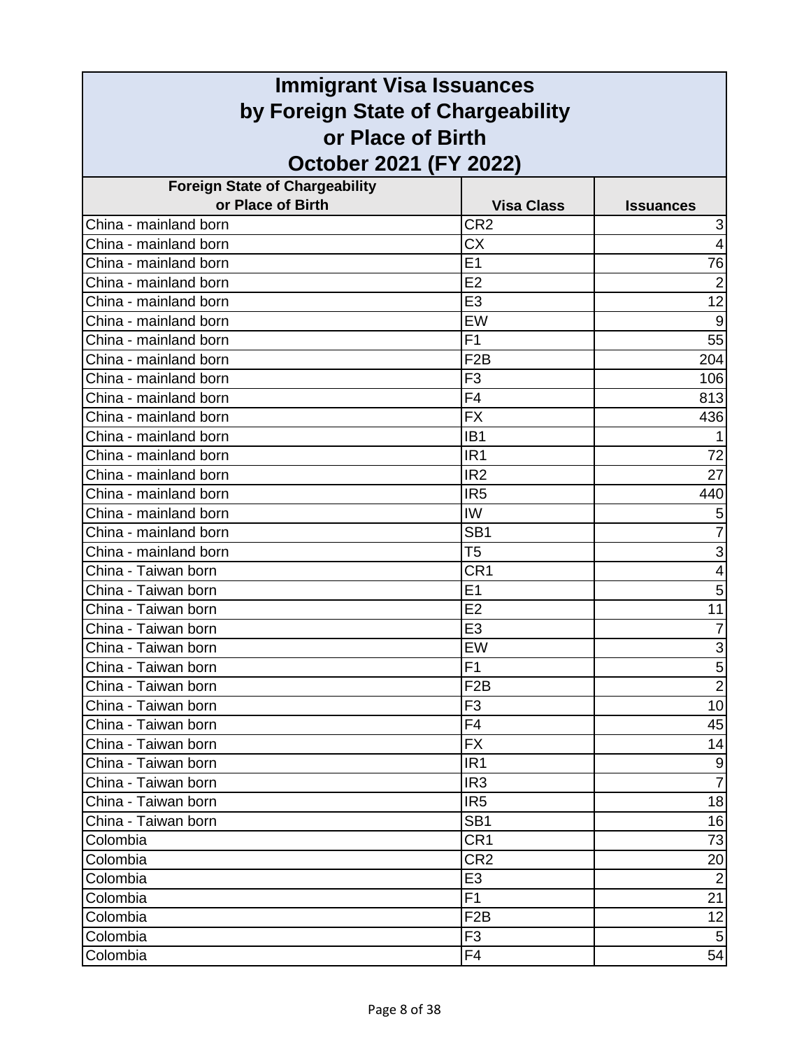# Immigrant Visa Issuances by Foreign State of Chargeability or Place of Birth October 2021 (FY 2022)

| Foreign State of Chargeability or Place of Birth | Visa Class | Issuances |
|---|---|---|
| China - mainland born | CR2 | 3 |
| China - mainland born | CX | 4 |
| China - mainland born | E1 | 76 |
| China - mainland born | E2 | 2 |
| China - mainland born | E3 | 12 |
| China - mainland born | EW | 9 |
| China - mainland born | F1 | 55 |
| China - mainland born | F2B | 204 |
| China - mainland born | F3 | 106 |
| China - mainland born | F4 | 813 |
| China - mainland born | FX | 436 |
| China - mainland born | IB1 | 1 |
| China - mainland born | IR1 | 72 |
| China - mainland born | IR2 | 27 |
| China - mainland born | IR5 | 440 |
| China - mainland born | IW | 5 |
| China - mainland born | SB1 | 7 |
| China - mainland born | T5 | 3 |
| China - Taiwan born | CR1 | 4 |
| China - Taiwan born | E1 | 5 |
| China - Taiwan born | E2 | 11 |
| China - Taiwan born | E3 | 7 |
| China - Taiwan born | EW | 3 |
| China - Taiwan born | F1 | 5 |
| China - Taiwan born | F2B | 2 |
| China - Taiwan born | F3 | 10 |
| China - Taiwan born | F4 | 45 |
| China - Taiwan born | FX | 14 |
| China - Taiwan born | IR1 | 9 |
| China - Taiwan born | IR3 | 7 |
| China - Taiwan born | IR5 | 18 |
| China - Taiwan born | SB1 | 16 |
| Colombia | CR1 | 73 |
| Colombia | CR2 | 20 |
| Colombia | E3 | 2 |
| Colombia | F1 | 21 |
| Colombia | F2B | 12 |
| Colombia | F3 | 5 |
| Colombia | F4 | 54 |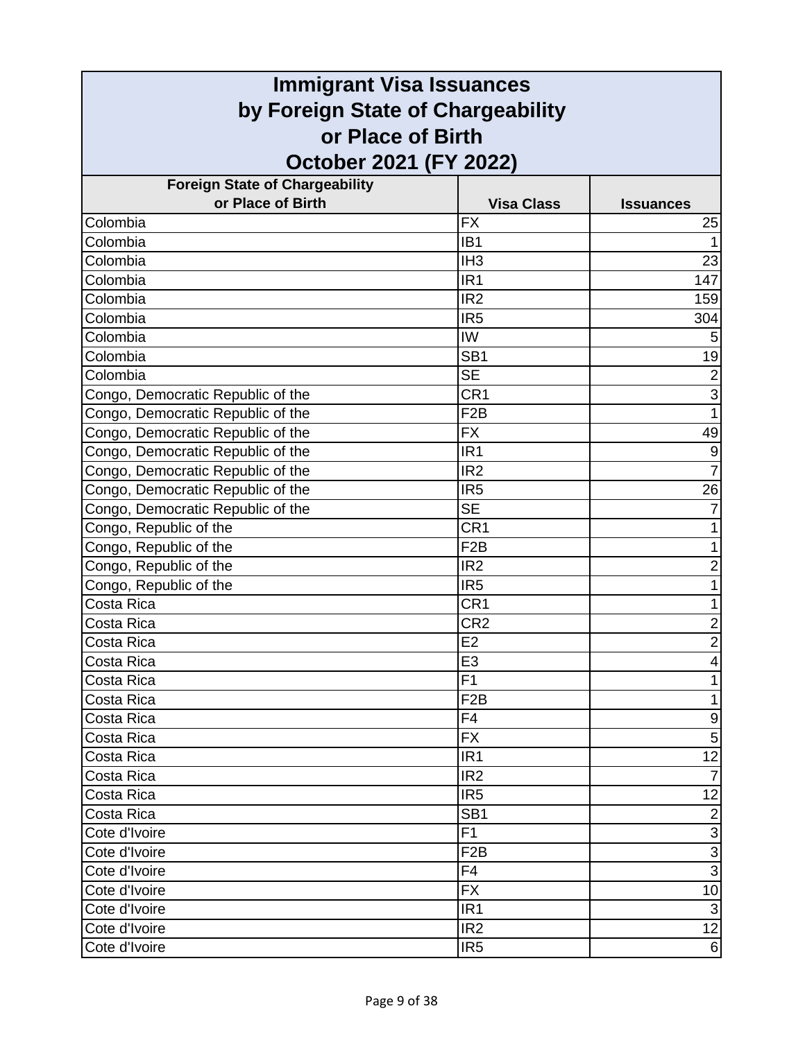# Immigrant Visa Issuances by Foreign State of Chargeability or Place of Birth October 2021 (FY 2022)

| Foreign State of Chargeability or Place of Birth | Visa Class | Issuances |
|---|---|---|
| Colombia | FX | 25 |
| Colombia | IB1 | 1 |
| Colombia | IH3 | 23 |
| Colombia | IR1 | 147 |
| Colombia | IR2 | 159 |
| Colombia | IR5 | 304 |
| Colombia | IW | 5 |
| Colombia | SB1 | 19 |
| Colombia | SE | 2 |
| Congo, Democratic Republic of the | CR1 | 3 |
| Congo, Democratic Republic of the | F2B | 1 |
| Congo, Democratic Republic of the | FX | 49 |
| Congo, Democratic Republic of the | IR1 | 9 |
| Congo, Democratic Republic of the | IR2 | 7 |
| Congo, Democratic Republic of the | IR5 | 26 |
| Congo, Democratic Republic of the | SE | 7 |
| Congo, Republic of the | CR1 | 1 |
| Congo, Republic of the | F2B | 1 |
| Congo, Republic of the | IR2 | 2 |
| Congo, Republic of the | IR5 | 1 |
| Costa Rica | CR1 | 1 |
| Costa Rica | CR2 | 2 |
| Costa Rica | E2 | 2 |
| Costa Rica | E3 | 4 |
| Costa Rica | F1 | 1 |
| Costa Rica | F2B | 1 |
| Costa Rica | F4 | 9 |
| Costa Rica | FX | 5 |
| Costa Rica | IR1 | 12 |
| Costa Rica | IR2 | 7 |
| Costa Rica | IR5 | 12 |
| Costa Rica | SB1 | 2 |
| Cote d'Ivoire | F1 | 3 |
| Cote d'Ivoire | F2B | 3 |
| Cote d'Ivoire | F4 | 3 |
| Cote d'Ivoire | FX | 10 |
| Cote d'Ivoire | IR1 | 3 |
| Cote d'Ivoire | IR2 | 12 |
| Cote d'Ivoire | IR5 | 6 |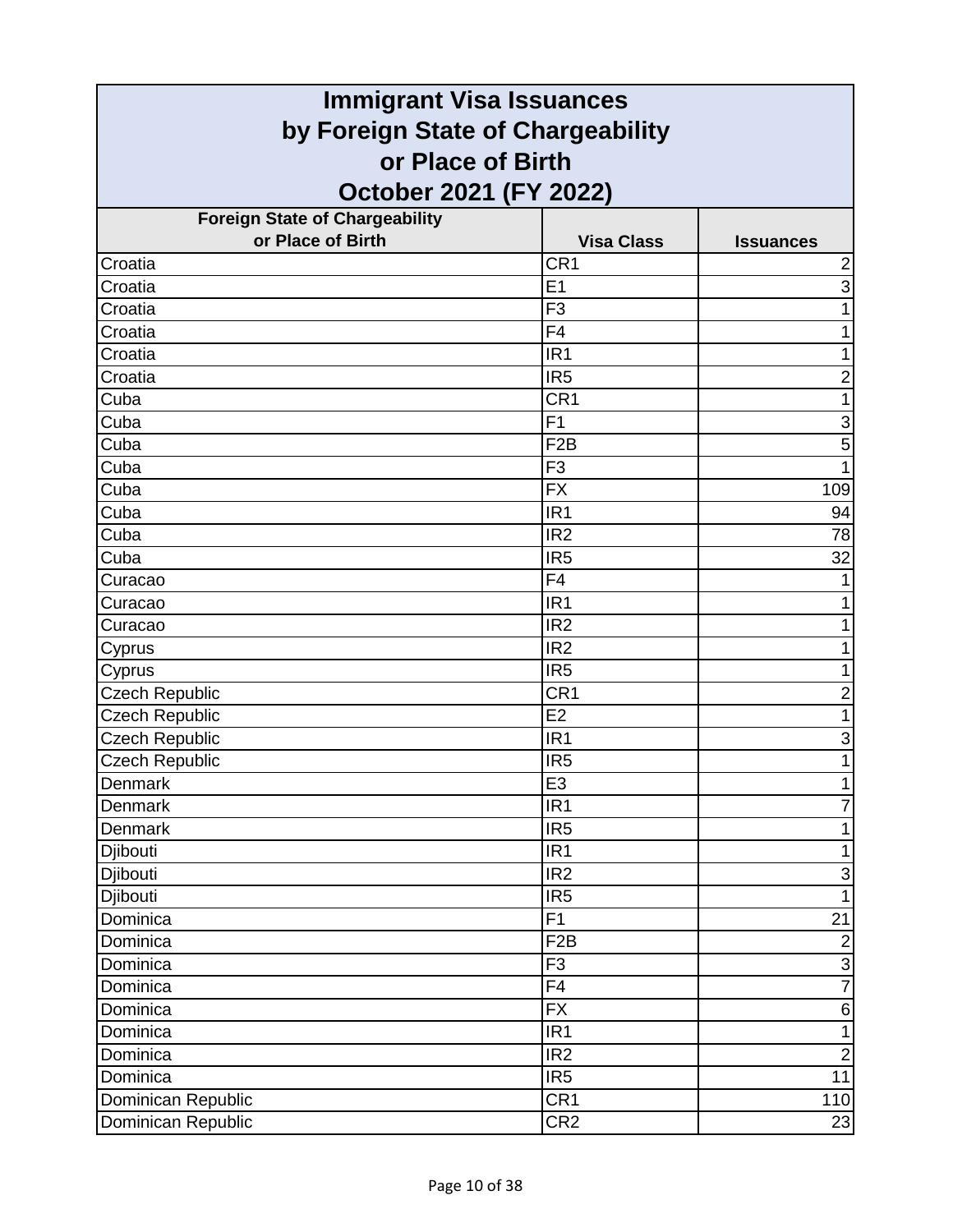# Immigrant Visa Issuances by Foreign State of Chargeability or Place of Birth October 2021 (FY 2022)

| Foreign State of Chargeability or Place of Birth | Visa Class | Issuances |
|---|---|---|
| Croatia | CR1 | 2 |
| Croatia | E1 | 3 |
| Croatia | F3 | 1 |
| Croatia | F4 | 1 |
| Croatia | IR1 | 1 |
| Croatia | IR5 | 2 |
| Cuba | CR1 | 1 |
| Cuba | F1 | 3 |
| Cuba | F2B | 5 |
| Cuba | F3 | 1 |
| Cuba | FX | 109 |
| Cuba | IR1 | 94 |
| Cuba | IR2 | 78 |
| Cuba | IR5 | 32 |
| Curacao | F4 | 1 |
| Curacao | IR1 | 1 |
| Curacao | IR2 | 1 |
| Cyprus | IR2 | 1 |
| Cyprus | IR5 | 1 |
| Czech Republic | CR1 | 2 |
| Czech Republic | E2 | 1 |
| Czech Republic | IR1 | 3 |
| Czech Republic | IR5 | 1 |
| Denmark | E3 | 1 |
| Denmark | IR1 | 7 |
| Denmark | IR5 | 1 |
| Djibouti | IR1 | 1 |
| Djibouti | IR2 | 3 |
| Djibouti | IR5 | 1 |
| Dominica | F1 | 21 |
| Dominica | F2B | 2 |
| Dominica | F3 | 3 |
| Dominica | F4 | 7 |
| Dominica | FX | 6 |
| Dominica | IR1 | 1 |
| Dominica | IR2 | 2 |
| Dominica | IR5 | 11 |
| Dominican Republic | CR1 | 110 |
| Dominican Republic | CR2 | 23 |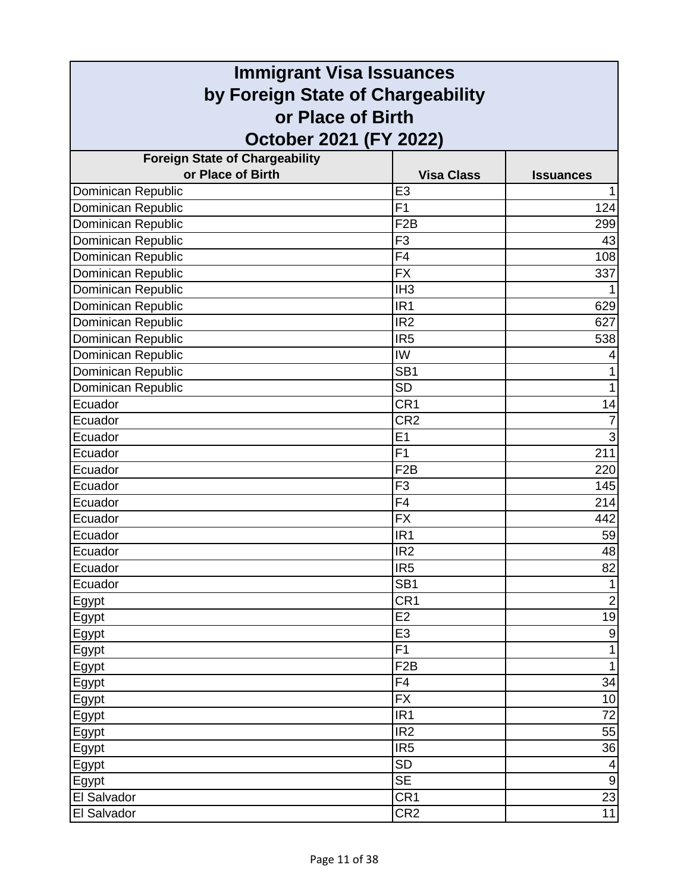# Immigrant Visa Issuances by Foreign State of Chargeability or Place of Birth October 2021 (FY 2022)

| Foreign State of Chargeability or Place of Birth | Visa Class | Issuances |
|---|---|---|
| Dominican Republic | E3 | 1 |
| Dominican Republic | F1 | 124 |
| Dominican Republic | F2B | 299 |
| Dominican Republic | F3 | 43 |
| Dominican Republic | F4 | 108 |
| Dominican Republic | FX | 337 |
| Dominican Republic | IH3 | 1 |
| Dominican Republic | IR1 | 629 |
| Dominican Republic | IR2 | 627 |
| Dominican Republic | IR5 | 538 |
| Dominican Republic | IW | 4 |
| Dominican Republic | SB1 | 1 |
| Dominican Republic | SD | 1 |
| Ecuador | CR1 | 14 |
| Ecuador | CR2 | 7 |
| Ecuador | E1 | 3 |
| Ecuador | F1 | 211 |
| Ecuador | F2B | 220 |
| Ecuador | F3 | 145 |
| Ecuador | F4 | 214 |
| Ecuador | FX | 442 |
| Ecuador | IR1 | 59 |
| Ecuador | IR2 | 48 |
| Ecuador | IR5 | 82 |
| Ecuador | SB1 | 1 |
| Egypt | CR1 | 2 |
| Egypt | E2 | 19 |
| Egypt | E3 | 9 |
| Egypt | F1 | 1 |
| Egypt | F2B | 1 |
| Egypt | F4 | 34 |
| Egypt | FX | 10 |
| Egypt | IR1 | 72 |
| Egypt | IR2 | 55 |
| Egypt | IR5 | 36 |
| Egypt | SD | 4 |
| Egypt | SE | 9 |
| El Salvador | CR1 | 23 |
| El Salvador | CR2 | 11 |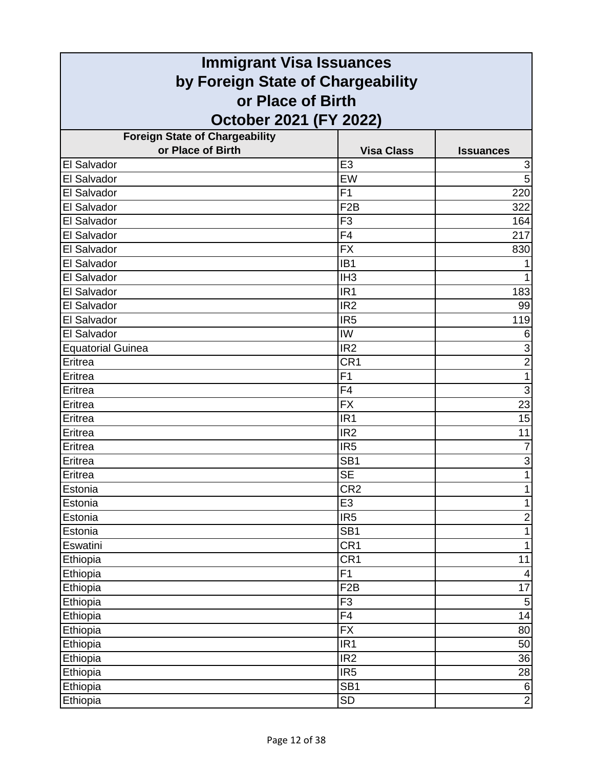# Immigrant Visa Issuances by Foreign State of Chargeability or Place of Birth October 2021 (FY 2022)

| Foreign State of Chargeability or Place of Birth | Visa Class | Issuances |
|---|---|---|
| El Salvador | E3 | 3 |
| El Salvador | EW | 5 |
| El Salvador | F1 | 220 |
| El Salvador | F2B | 322 |
| El Salvador | F3 | 164 |
| El Salvador | F4 | 217 |
| El Salvador | FX | 830 |
| El Salvador | IB1 | 1 |
| El Salvador | IH3 | 1 |
| El Salvador | IR1 | 183 |
| El Salvador | IR2 | 99 |
| El Salvador | IR5 | 119 |
| El Salvador | IW | 6 |
| Equatorial Guinea | IR2 | 3 |
| Eritrea | CR1 | 2 |
| Eritrea | F1 | 1 |
| Eritrea | F4 | 3 |
| Eritrea | FX | 23 |
| Eritrea | IR1 | 15 |
| Eritrea | IR2 | 11 |
| Eritrea | IR5 | 7 |
| Eritrea | SB1 | 3 |
| Eritrea | SE | 1 |
| Estonia | CR2 | 1 |
| Estonia | E3 | 1 |
| Estonia | IR5 | 2 |
| Estonia | SB1 | 1 |
| Eswatini | CR1 | 1 |
| Ethiopia | CR1 | 11 |
| Ethiopia | F1 | 4 |
| Ethiopia | F2B | 17 |
| Ethiopia | F3 | 5 |
| Ethiopia | F4 | 14 |
| Ethiopia | FX | 80 |
| Ethiopia | IR1 | 50 |
| Ethiopia | IR2 | 36 |
| Ethiopia | IR5 | 28 |
| Ethiopia | SB1 | 6 |
| Ethiopia | SD | 2 |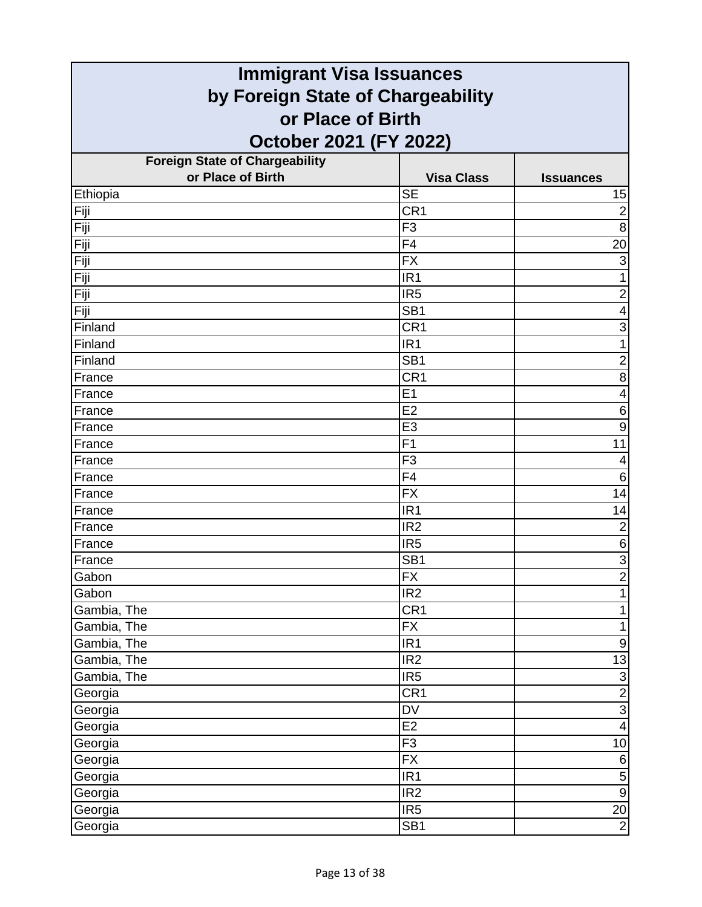# Immigrant Visa Issuances by Foreign State of Chargeability or Place of Birth October 2021 (FY 2022)

| Foreign State of Chargeability or Place of Birth | Visa Class | Issuances |
|---|---|---|
| Ethiopia | SE | 15 |
| Fiji | CR1 | 2 |
| Fiji | F3 | 8 |
| Fiji | F4 | 20 |
| Fiji | FX | 3 |
| Fiji | IR1 | 1 |
| Fiji | IR5 | 2 |
| Fiji | SB1 | 4 |
| Finland | CR1 | 3 |
| Finland | IR1 | 1 |
| Finland | SB1 | 2 |
| France | CR1 | 8 |
| France | E1 | 4 |
| France | E2 | 6 |
| France | E3 | 9 |
| France | F1 | 11 |
| France | F3 | 4 |
| France | F4 | 6 |
| France | FX | 14 |
| France | IR1 | 14 |
| France | IR2 | 2 |
| France | IR5 | 6 |
| France | SB1 | 3 |
| Gabon | FX | 2 |
| Gabon | IR2 | 1 |
| Gambia, The | CR1 | 1 |
| Gambia, The | FX | 1 |
| Gambia, The | IR1 | 9 |
| Gambia, The | IR2 | 13 |
| Gambia, The | IR5 | 3 |
| Georgia | CR1 | 2 |
| Georgia | DV | 3 |
| Georgia | E2 | 4 |
| Georgia | F3 | 10 |
| Georgia | FX | 6 |
| Georgia | IR1 | 5 |
| Georgia | IR2 | 9 |
| Georgia | IR5 | 20 |
| Georgia | SB1 | 2 |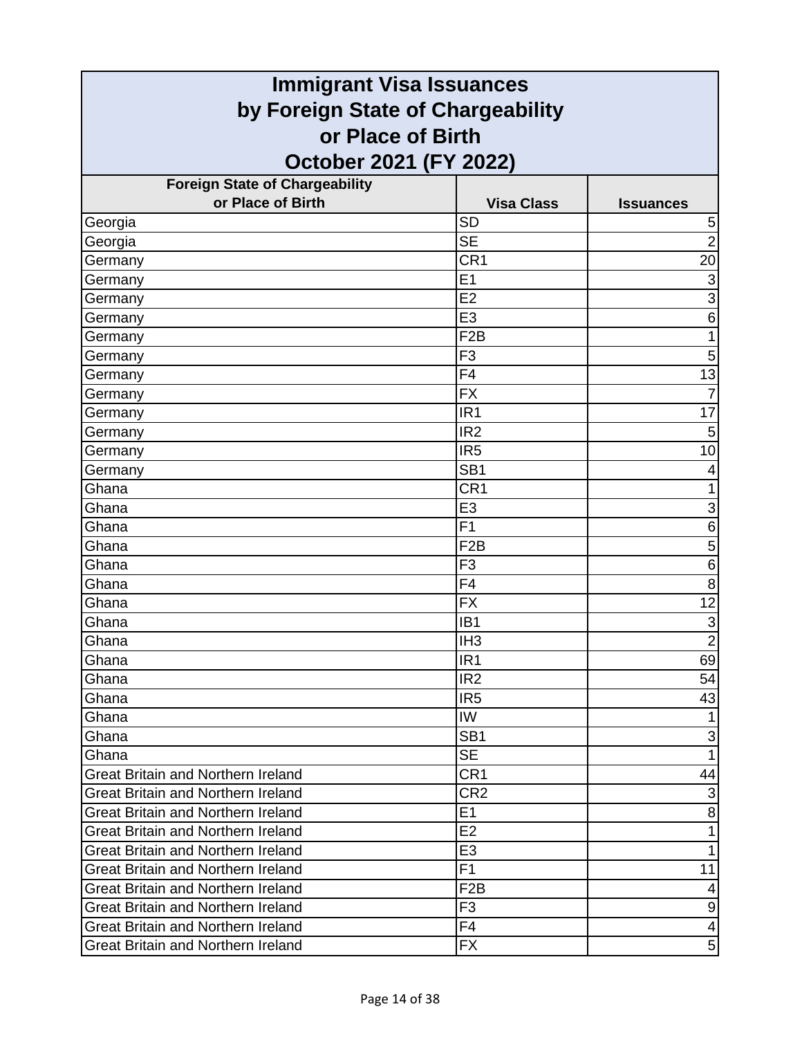# Immigrant Visa Issuances by Foreign State of Chargeability or Place of Birth October 2021 (FY 2022)

| Foreign State of Chargeability or Place of Birth | Visa Class | Issuances |
|---|---|---|
| Georgia | SD | 5 |
| Georgia | SE | 2 |
| Germany | CR1 | 20 |
| Germany | E1 | 3 |
| Germany | E2 | 3 |
| Germany | E3 | 6 |
| Germany | F2B | 1 |
| Germany | F3 | 5 |
| Germany | F4 | 13 |
| Germany | FX | 7 |
| Germany | IR1 | 17 |
| Germany | IR2 | 5 |
| Germany | IR5 | 10 |
| Germany | SB1 | 4 |
| Ghana | CR1 | 1 |
| Ghana | E3 | 3 |
| Ghana | F1 | 6 |
| Ghana | F2B | 5 |
| Ghana | F3 | 6 |
| Ghana | F4 | 8 |
| Ghana | FX | 12 |
| Ghana | IB1 | 3 |
| Ghana | IH3 | 2 |
| Ghana | IR1 | 69 |
| Ghana | IR2 | 54 |
| Ghana | IR5 | 43 |
| Ghana | IW | 1 |
| Ghana | SB1 | 3 |
| Ghana | SE | 1 |
| Great Britain and Northern Ireland | CR1 | 44 |
| Great Britain and Northern Ireland | CR2 | 3 |
| Great Britain and Northern Ireland | E1 | 8 |
| Great Britain and Northern Ireland | E2 | 1 |
| Great Britain and Northern Ireland | E3 | 1 |
| Great Britain and Northern Ireland | F1 | 11 |
| Great Britain and Northern Ireland | F2B | 4 |
| Great Britain and Northern Ireland | F3 | 9 |
| Great Britain and Northern Ireland | F4 | 4 |
| Great Britain and Northern Ireland | FX | 5 |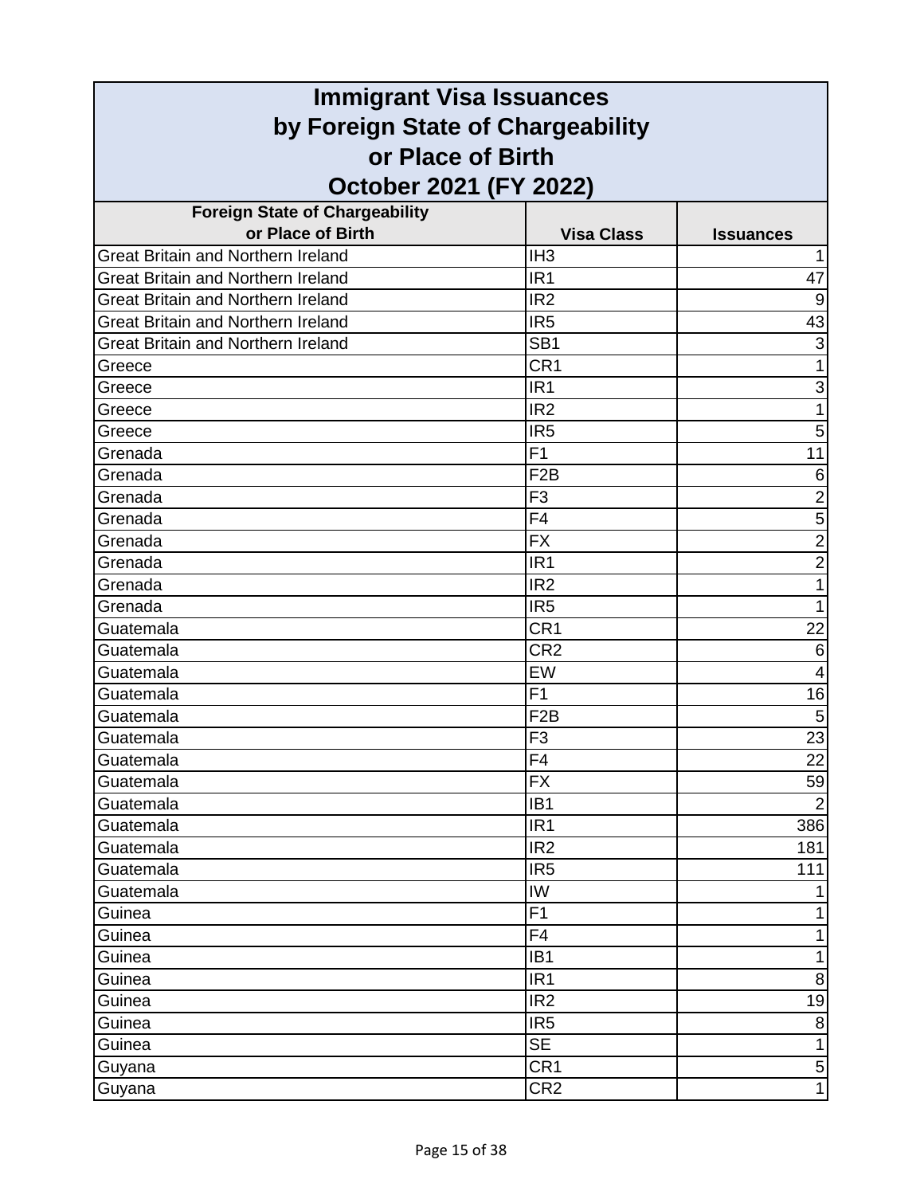# Immigrant Visa Issuances by Foreign State of Chargeability or Place of Birth October 2021 (FY 2022)

| Foreign State of Chargeability or Place of Birth | Visa Class | Issuances |
|---|---|---|
| Great Britain and Northern Ireland | IH3 | 1 |
| Great Britain and Northern Ireland | IR1 | 47 |
| Great Britain and Northern Ireland | IR2 | 9 |
| Great Britain and Northern Ireland | IR5 | 43 |
| Great Britain and Northern Ireland | SB1 | 3 |
| Greece | CR1 | 1 |
| Greece | IR1 | 3 |
| Greece | IR2 | 1 |
| Greece | IR5 | 5 |
| Grenada | F1 | 11 |
| Grenada | F2B | 6 |
| Grenada | F3 | 2 |
| Grenada | F4 | 5 |
| Grenada | FX | 2 |
| Grenada | IR1 | 2 |
| Grenada | IR2 | 1 |
| Grenada | IR5 | 1 |
| Guatemala | CR1 | 22 |
| Guatemala | CR2 | 6 |
| Guatemala | EW | 4 |
| Guatemala | F1 | 16 |
| Guatemala | F2B | 5 |
| Guatemala | F3 | 23 |
| Guatemala | F4 | 22 |
| Guatemala | FX | 59 |
| Guatemala | IB1 | 2 |
| Guatemala | IR1 | 386 |
| Guatemala | IR2 | 181 |
| Guatemala | IR5 | 111 |
| Guatemala | IW | 1 |
| Guinea | F1 | 1 |
| Guinea | F4 | 1 |
| Guinea | IB1 | 1 |
| Guinea | IR1 | 8 |
| Guinea | IR2 | 19 |
| Guinea | IR5 | 8 |
| Guinea | SE | 1 |
| Guyana | CR1 | 5 |
| Guyana | CR2 | 1 |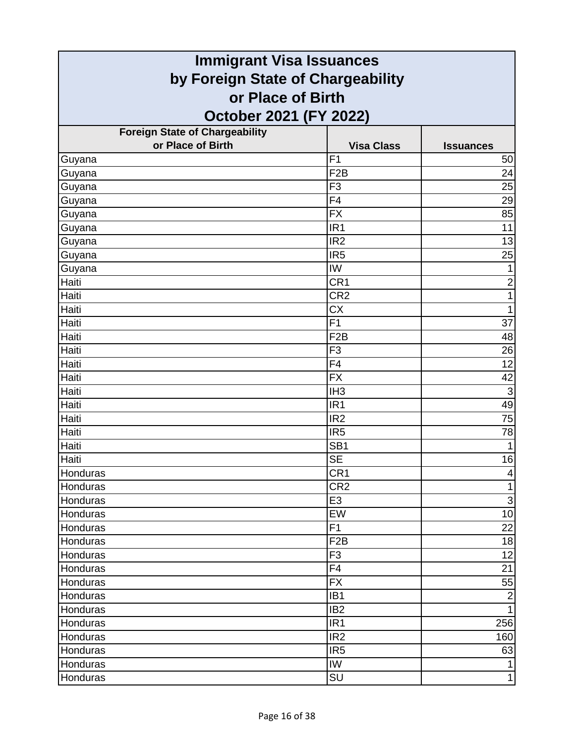# Immigrant Visa Issuances by Foreign State of Chargeability or Place of Birth October 2021 (FY 2022)

| Foreign State of Chargeability or Place of Birth | Visa Class | Issuances |
|---|---|---|
| Guyana | F1 | 50 |
| Guyana | F2B | 24 |
| Guyana | F3 | 25 |
| Guyana | F4 | 29 |
| Guyana | FX | 85 |
| Guyana | IR1 | 11 |
| Guyana | IR2 | 13 |
| Guyana | IR5 | 25 |
| Guyana | IW | 1 |
| Haiti | CR1 | 2 |
| Haiti | CR2 | 1 |
| Haiti | CX | 1 |
| Haiti | F1 | 37 |
| Haiti | F2B | 48 |
| Haiti | F3 | 26 |
| Haiti | F4 | 12 |
| Haiti | FX | 42 |
| Haiti | IH3 | 3 |
| Haiti | IR1 | 49 |
| Haiti | IR2 | 75 |
| Haiti | IR5 | 78 |
| Haiti | SB1 | 1 |
| Haiti | SE | 16 |
| Honduras | CR1 | 4 |
| Honduras | CR2 | 1 |
| Honduras | E3 | 3 |
| Honduras | EW | 10 |
| Honduras | F1 | 22 |
| Honduras | F2B | 18 |
| Honduras | F3 | 12 |
| Honduras | F4 | 21 |
| Honduras | FX | 55 |
| Honduras | IB1 | 2 |
| Honduras | IB2 | 1 |
| Honduras | IR1 | 256 |
| Honduras | IR2 | 160 |
| Honduras | IR5 | 63 |
| Honduras | IW | 1 |
| Honduras | SU | 1 |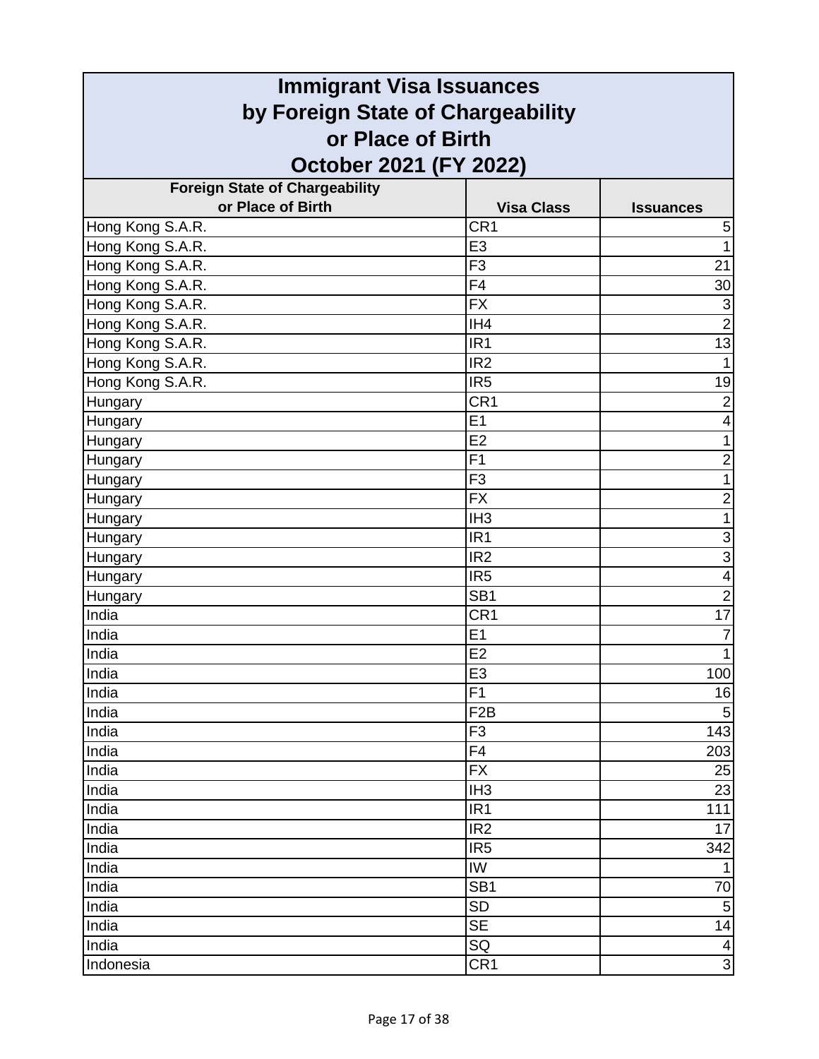# Immigrant Visa Issuances by Foreign State of Chargeability or Place of Birth October 2021 (FY 2022)

| Foreign State of Chargeability or Place of Birth | Visa Class | Issuances |
|---|---|---|
| Hong Kong S.A.R. | CR1 | 5 |
| Hong Kong S.A.R. | E3 | 1 |
| Hong Kong S.A.R. | F3 | 21 |
| Hong Kong S.A.R. | F4 | 30 |
| Hong Kong S.A.R. | FX | 3 |
| Hong Kong S.A.R. | IH4 | 2 |
| Hong Kong S.A.R. | IR1 | 13 |
| Hong Kong S.A.R. | IR2 | 1 |
| Hong Kong S.A.R. | IR5 | 19 |
| Hungary | CR1 | 2 |
| Hungary | E1 | 4 |
| Hungary | E2 | 1 |
| Hungary | F1 | 2 |
| Hungary | F3 | 1 |
| Hungary | FX | 2 |
| Hungary | IH3 | 1 |
| Hungary | IR1 | 3 |
| Hungary | IR2 | 3 |
| Hungary | IR5 | 4 |
| Hungary | SB1 | 2 |
| India | CR1 | 17 |
| India | E1 | 7 |
| India | E2 | 1 |
| India | E3 | 100 |
| India | F1 | 16 |
| India | F2B | 5 |
| India | F3 | 143 |
| India | F4 | 203 |
| India | FX | 25 |
| India | IH3 | 23 |
| India | IR1 | 111 |
| India | IR2 | 17 |
| India | IR5 | 342 |
| India | IW | 1 |
| India | SB1 | 70 |
| India | SD | 5 |
| India | SE | 14 |
| India | SQ | 4 |
| Indonesia | CR1 | 3 |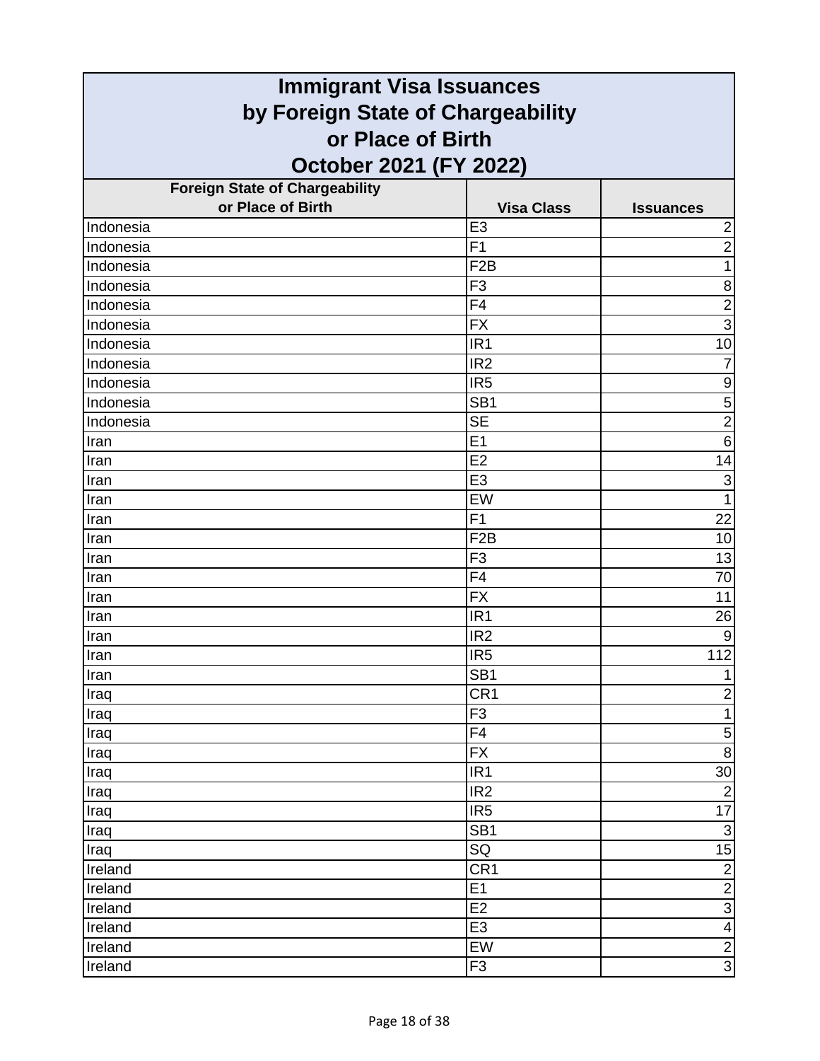# Immigrant Visa Issuances by Foreign State of Chargeability or Place of Birth October 2021 (FY 2022)

| Foreign State of Chargeability or Place of Birth | Visa Class | Issuances |
|---|---|---|
| Indonesia | E3 | 2 |
| Indonesia | F1 | 2 |
| Indonesia | F2B | 1 |
| Indonesia | F3 | 8 |
| Indonesia | F4 | 2 |
| Indonesia | FX | 3 |
| Indonesia | IR1 | 10 |
| Indonesia | IR2 | 7 |
| Indonesia | IR5 | 9 |
| Indonesia | SB1 | 5 |
| Indonesia | SE | 2 |
| Iran | E1 | 6 |
| Iran | E2 | 14 |
| Iran | E3 | 3 |
| Iran | EW | 1 |
| Iran | F1 | 22 |
| Iran | F2B | 10 |
| Iran | F3 | 13 |
| Iran | F4 | 70 |
| Iran | FX | 11 |
| Iran | IR1 | 26 |
| Iran | IR2 | 9 |
| Iran | IR5 | 112 |
| Iran | SB1 | 1 |
| Iraq | CR1 | 2 |
| Iraq | F3 | 1 |
| Iraq | F4 | 5 |
| Iraq | FX | 8 |
| Iraq | IR1 | 30 |
| Iraq | IR2 | 2 |
| Iraq | IR5 | 17 |
| Iraq | SB1 | 3 |
| Iraq | SQ | 15 |
| Ireland | CR1 | 2 |
| Ireland | E1 | 2 |
| Ireland | E2 | 3 |
| Ireland | E3 | 4 |
| Ireland | EW | 2 |
| Ireland | F3 | 3 |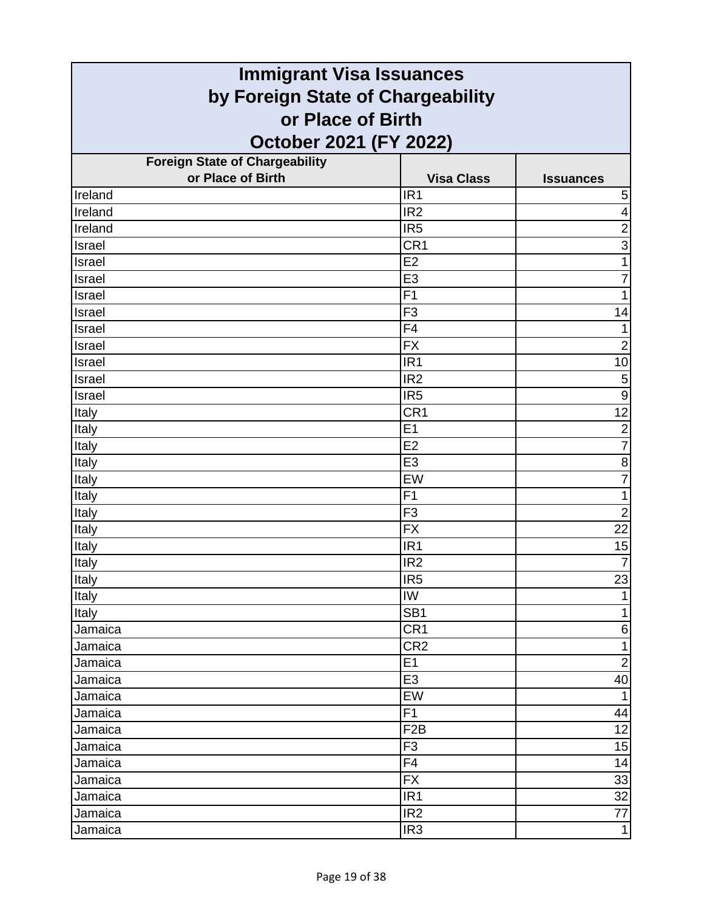# Immigrant Visa Issuances by Foreign State of Chargeability or Place of Birth October 2021 (FY 2022)

| Foreign State of Chargeability or Place of Birth | Visa Class | Issuances |
|---|---|---|
| Ireland | IR1 | 5 |
| Ireland | IR2 | 4 |
| Ireland | IR5 | 2 |
| Israel | CR1 | 3 |
| Israel | E2 | 1 |
| Israel | E3 | 7 |
| Israel | F1 | 1 |
| Israel | F3 | 14 |
| Israel | F4 | 1 |
| Israel | FX | 2 |
| Israel | IR1 | 10 |
| Israel | IR2 | 5 |
| Israel | IR5 | 9 |
| Italy | CR1 | 12 |
| Italy | E1 | 2 |
| Italy | E2 | 7 |
| Italy | E3 | 8 |
| Italy | EW | 7 |
| Italy | F1 | 1 |
| Italy | F3 | 2 |
| Italy | FX | 22 |
| Italy | IR1 | 15 |
| Italy | IR2 | 7 |
| Italy | IR5 | 23 |
| Italy | IW | 1 |
| Italy | SB1 | 1 |
| Jamaica | CR1 | 6 |
| Jamaica | CR2 | 1 |
| Jamaica | E1 | 2 |
| Jamaica | E3 | 40 |
| Jamaica | EW | 1 |
| Jamaica | F1 | 44 |
| Jamaica | F2B | 12 |
| Jamaica | F3 | 15 |
| Jamaica | F4 | 14 |
| Jamaica | FX | 33 |
| Jamaica | IR1 | 32 |
| Jamaica | IR2 | 77 |
| Jamaica | IR3 | 1 |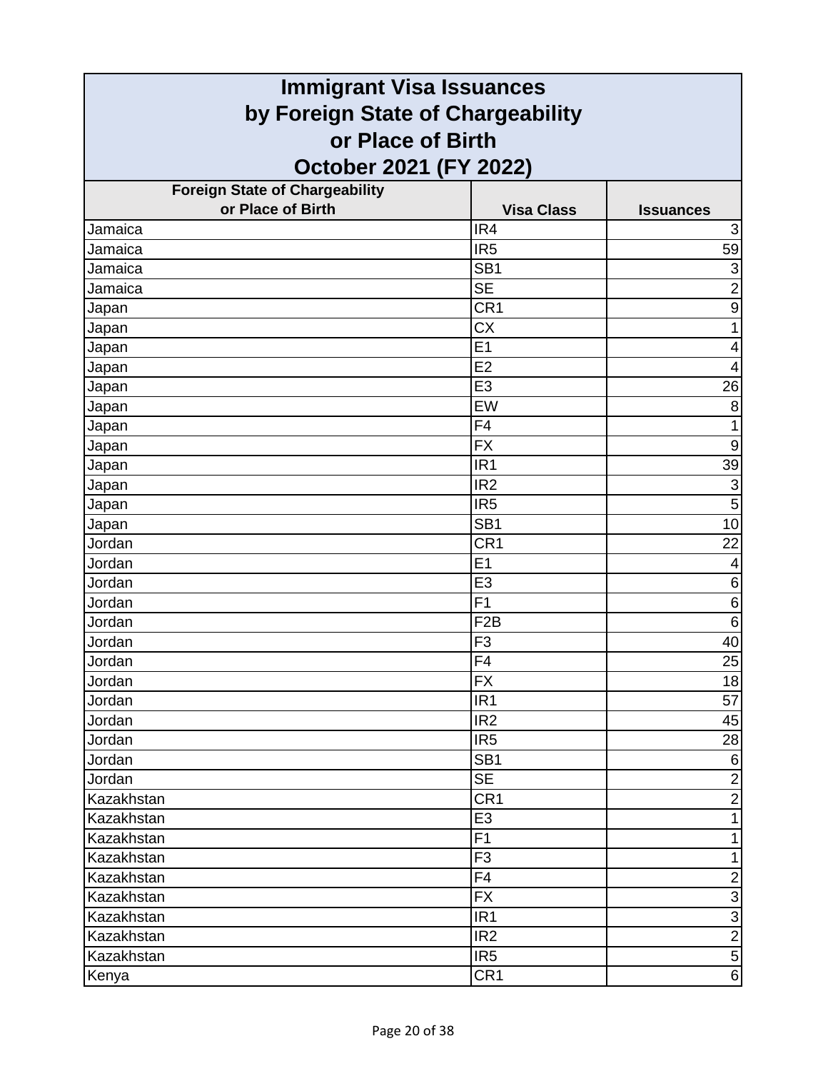# Immigrant Visa Issuances by Foreign State of Chargeability or Place of Birth October 2021 (FY 2022)

| Foreign State of Chargeability or Place of Birth | Visa Class | Issuances |
|---|---|---|
| Jamaica | IR4 | 3 |
| Jamaica | IR5 | 59 |
| Jamaica | SB1 | 3 |
| Jamaica | SE | 2 |
| Japan | CR1 | 9 |
| Japan | CX | 1 |
| Japan | E1 | 4 |
| Japan | E2 | 4 |
| Japan | E3 | 26 |
| Japan | EW | 8 |
| Japan | F4 | 1 |
| Japan | FX | 9 |
| Japan | IR1 | 39 |
| Japan | IR2 | 3 |
| Japan | IR5 | 5 |
| Japan | SB1 | 10 |
| Jordan | CR1 | 22 |
| Jordan | E1 | 4 |
| Jordan | E3 | 6 |
| Jordan | F1 | 6 |
| Jordan | F2B | 6 |
| Jordan | F3 | 40 |
| Jordan | F4 | 25 |
| Jordan | FX | 18 |
| Jordan | IR1 | 57 |
| Jordan | IR2 | 45 |
| Jordan | IR5 | 28 |
| Jordan | SB1 | 6 |
| Jordan | SE | 2 |
| Kazakhstan | CR1 | 2 |
| Kazakhstan | E3 | 1 |
| Kazakhstan | F1 | 1 |
| Kazakhstan | F3 | 1 |
| Kazakhstan | F4 | 2 |
| Kazakhstan | FX | 3 |
| Kazakhstan | IR1 | 3 |
| Kazakhstan | IR2 | 2 |
| Kazakhstan | IR5 | 5 |
| Kenya | CR1 | 6 |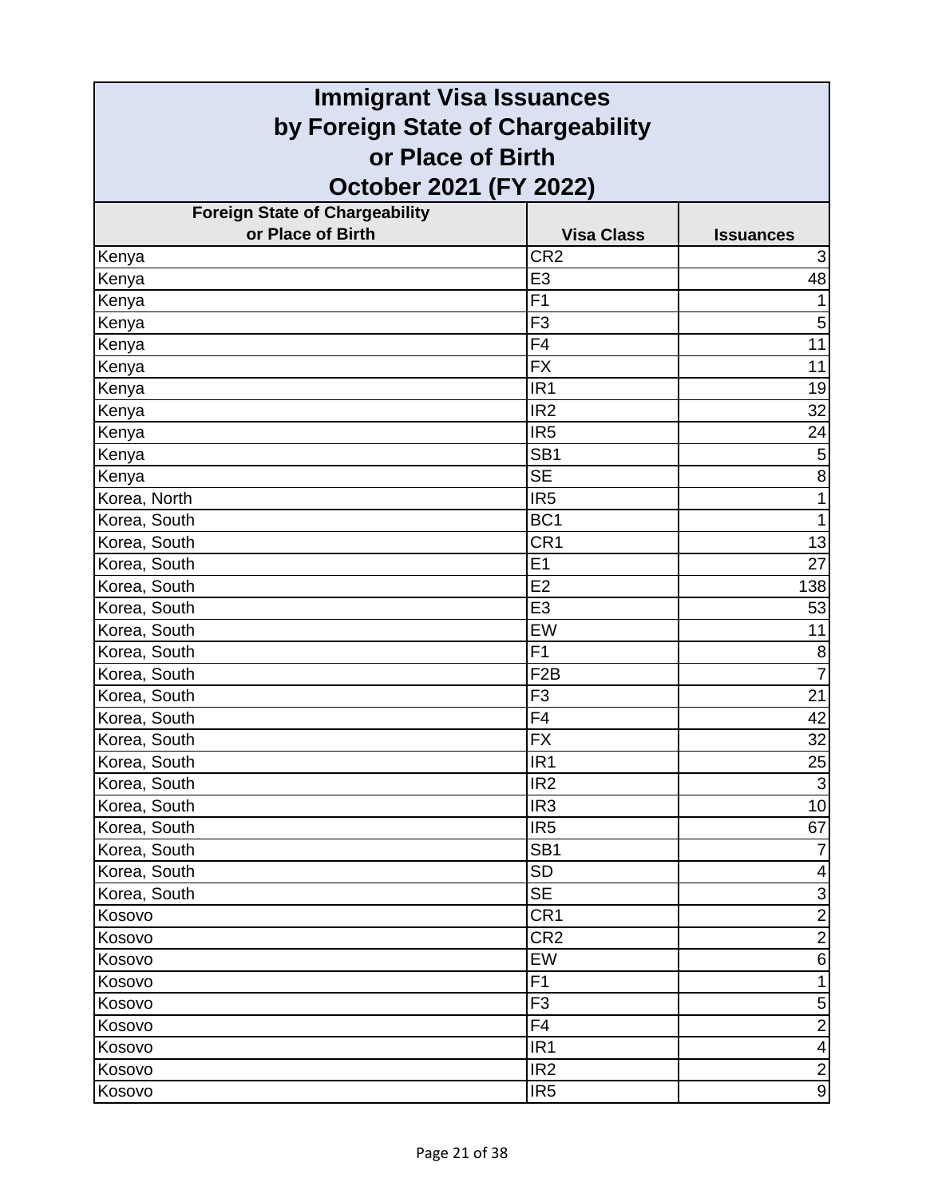# Immigrant Visa Issuances by Foreign State of Chargeability or Place of Birth October 2021 (FY 2022)

| Foreign State of Chargeability or Place of Birth | Visa Class | Issuances |
|---|---|---|
| Kenya | CR2 | 3 |
| Kenya | E3 | 48 |
| Kenya | F1 | 1 |
| Kenya | F3 | 5 |
| Kenya | F4 | 11 |
| Kenya | FX | 11 |
| Kenya | IR1 | 19 |
| Kenya | IR2 | 32 |
| Kenya | IR5 | 24 |
| Kenya | SB1 | 5 |
| Kenya | SE | 8 |
| Korea, North | IR5 | 1 |
| Korea, South | BC1 | 1 |
| Korea, South | CR1 | 13 |
| Korea, South | E1 | 27 |
| Korea, South | E2 | 138 |
| Korea, South | E3 | 53 |
| Korea, South | EW | 11 |
| Korea, South | F1 | 8 |
| Korea, South | F2B | 7 |
| Korea, South | F3 | 21 |
| Korea, South | F4 | 42 |
| Korea, South | FX | 32 |
| Korea, South | IR1 | 25 |
| Korea, South | IR2 | 3 |
| Korea, South | IR3 | 10 |
| Korea, South | IR5 | 67 |
| Korea, South | SB1 | 7 |
| Korea, South | SD | 4 |
| Korea, South | SE | 3 |
| Kosovo | CR1 | 2 |
| Kosovo | CR2 | 2 |
| Kosovo | EW | 6 |
| Kosovo | F1 | 1 |
| Kosovo | F3 | 5 |
| Kosovo | F4 | 2 |
| Kosovo | IR1 | 4 |
| Kosovo | IR2 | 2 |
| Kosovo | IR5 | 9 |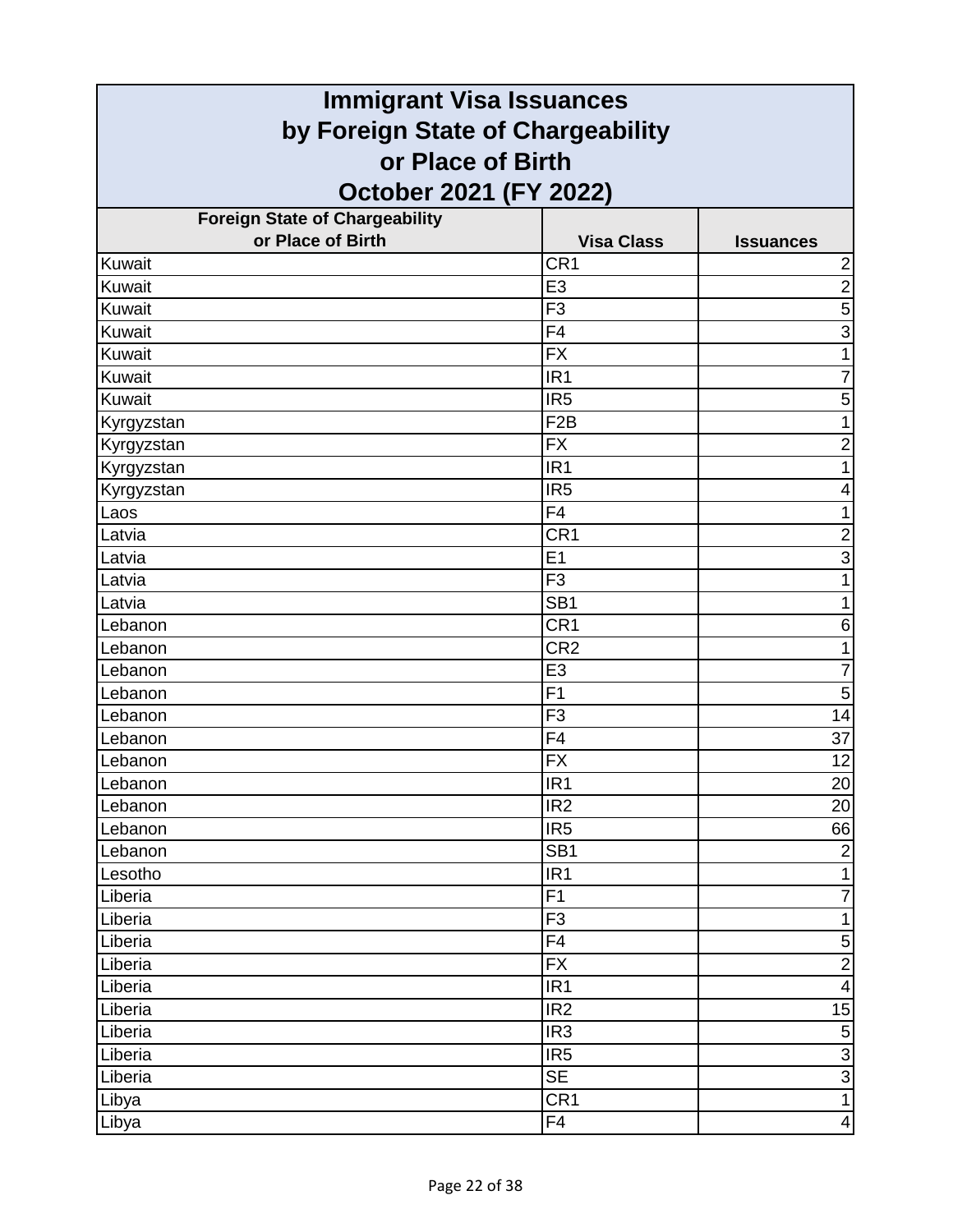# Immigrant Visa Issuances by Foreign State of Chargeability or Place of Birth October 2021 (FY 2022)

| Foreign State of Chargeability or Place of Birth | Visa Class | Issuances |
|---|---|---|
| Kuwait | CR1 | 2 |
| Kuwait | E3 | 2 |
| Kuwait | F3 | 5 |
| Kuwait | F4 | 3 |
| Kuwait | FX | 1 |
| Kuwait | IR1 | 7 |
| Kuwait | IR5 | 5 |
| Kyrgyzstan | F2B | 1 |
| Kyrgyzstan | FX | 2 |
| Kyrgyzstan | IR1 | 1 |
| Kyrgyzstan | IR5 | 4 |
| Laos | F4 | 1 |
| Latvia | CR1 | 2 |
| Latvia | E1 | 3 |
| Latvia | F3 | 1 |
| Latvia | SB1 | 1 |
| Lebanon | CR1 | 6 |
| Lebanon | CR2 | 1 |
| Lebanon | E3 | 7 |
| Lebanon | F1 | 5 |
| Lebanon | F3 | 14 |
| Lebanon | F4 | 37 |
| Lebanon | FX | 12 |
| Lebanon | IR1 | 20 |
| Lebanon | IR2 | 20 |
| Lebanon | IR5 | 66 |
| Lebanon | SB1 | 2 |
| Lesotho | IR1 | 1 |
| Liberia | F1 | 7 |
| Liberia | F3 | 1 |
| Liberia | F4 | 5 |
| Liberia | FX | 2 |
| Liberia | IR1 | 4 |
| Liberia | IR2 | 15 |
| Liberia | IR3 | 5 |
| Liberia | IR5 | 3 |
| Liberia | SE | 3 |
| Libya | CR1 | 1 |
| Libya | F4 | 4 |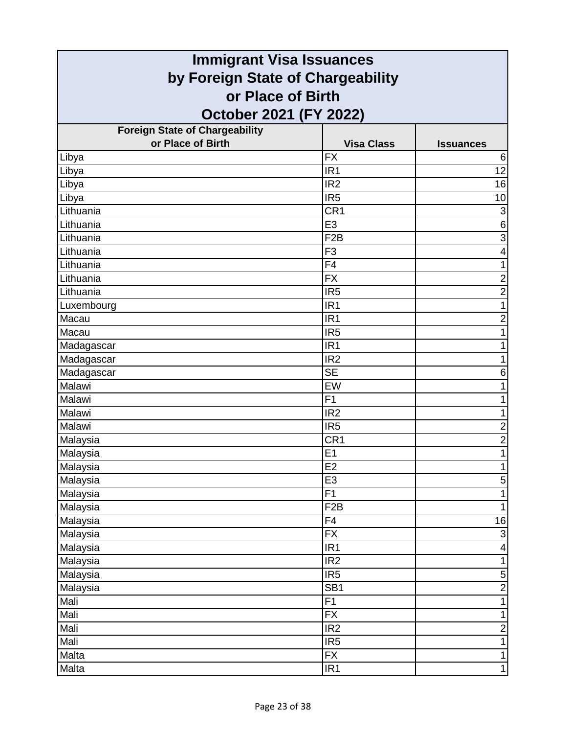# Immigrant Visa Issuances by Foreign State of Chargeability or Place of Birth October 2021 (FY 2022)

| Foreign State of Chargeability or Place of Birth | Visa Class | Issuances |
|---|---|---|
| Libya | FX | 6 |
| Libya | IR1 | 12 |
| Libya | IR2 | 16 |
| Libya | IR5 | 10 |
| Lithuania | CR1 | 3 |
| Lithuania | E3 | 6 |
| Lithuania | F2B | 3 |
| Lithuania | F3 | 4 |
| Lithuania | F4 | 1 |
| Lithuania | FX | 2 |
| Lithuania | IR5 | 2 |
| Luxembourg | IR1 | 1 |
| Macau | IR1 | 2 |
| Macau | IR5 | 1 |
| Madagascar | IR1 | 1 |
| Madagascar | IR2 | 1 |
| Madagascar | SE | 6 |
| Malawi | EW | 1 |
| Malawi | F1 | 1 |
| Malawi | IR2 | 1 |
| Malawi | IR5 | 2 |
| Malaysia | CR1 | 2 |
| Malaysia | E1 | 1 |
| Malaysia | E2 | 1 |
| Malaysia | E3 | 5 |
| Malaysia | F1 | 1 |
| Malaysia | F2B | 1 |
| Malaysia | F4 | 16 |
| Malaysia | FX | 3 |
| Malaysia | IR1 | 4 |
| Malaysia | IR2 | 1 |
| Malaysia | IR5 | 5 |
| Malaysia | SB1 | 2 |
| Mali | F1 | 1 |
| Mali | FX | 1 |
| Mali | IR2 | 2 |
| Mali | IR5 | 1 |
| Malta | FX | 1 |
| Malta | IR1 | 1 |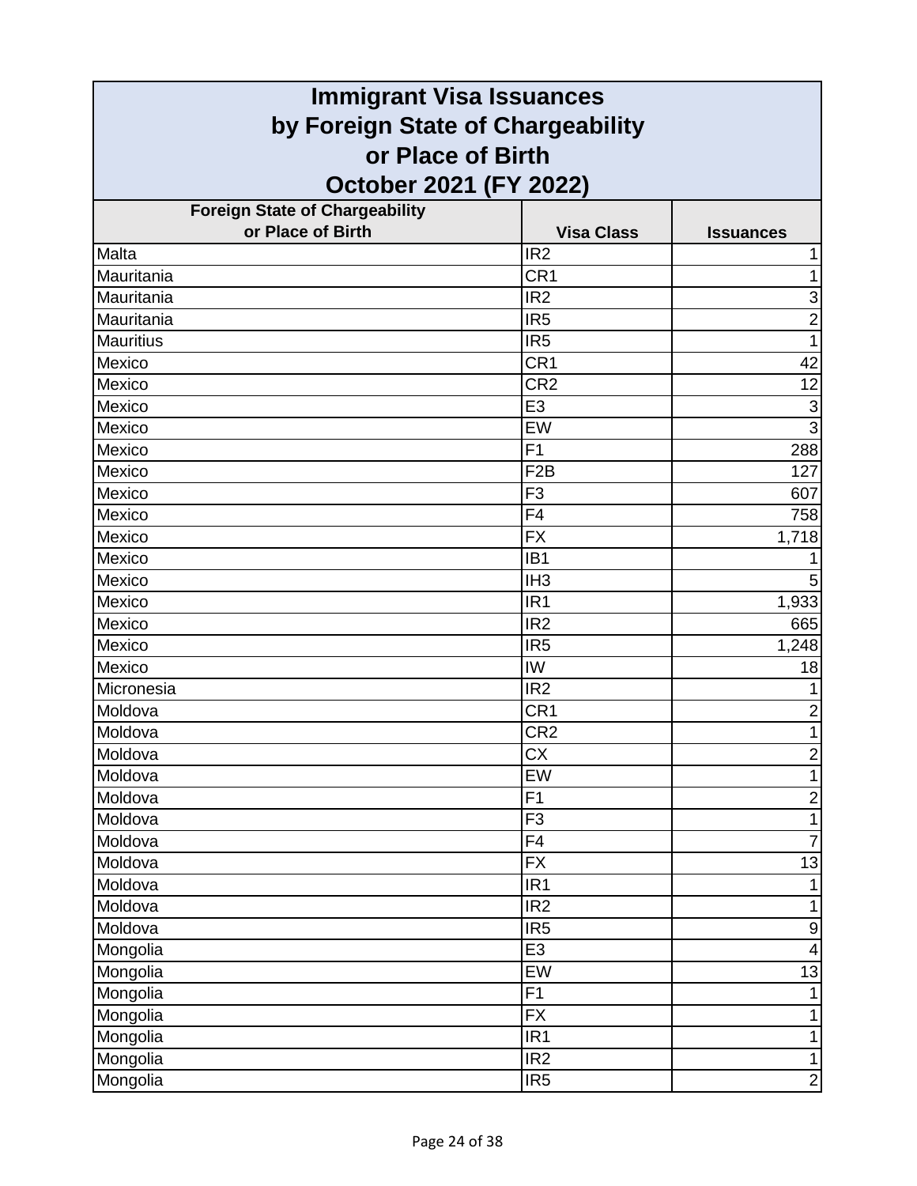# Immigrant Visa Issuances by Foreign State of Chargeability or Place of Birth October 2021 (FY 2022)

| Foreign State of Chargeability or Place of Birth | Visa Class | Issuances |
|---|---|---|
| Malta | IR2 | 1 |
| Mauritania | CR1 | 1 |
| Mauritania | IR2 | 3 |
| Mauritania | IR5 | 2 |
| Mauritius | IR5 | 1 |
| Mexico | CR1 | 42 |
| Mexico | CR2 | 12 |
| Mexico | E3 | 3 |
| Mexico | EW | 3 |
| Mexico | F1 | 288 |
| Mexico | F2B | 127 |
| Mexico | F3 | 607 |
| Mexico | F4 | 758 |
| Mexico | FX | 1,718 |
| Mexico | IB1 | 1 |
| Mexico | IH3 | 5 |
| Mexico | IR1 | 1,933 |
| Mexico | IR2 | 665 |
| Mexico | IR5 | 1,248 |
| Mexico | IW | 18 |
| Micronesia | IR2 | 1 |
| Moldova | CR1 | 2 |
| Moldova | CR2 | 1 |
| Moldova | CX | 2 |
| Moldova | EW | 1 |
| Moldova | F1 | 2 |
| Moldova | F3 | 1 |
| Moldova | F4 | 7 |
| Moldova | FX | 13 |
| Moldova | IR1 | 1 |
| Moldova | IR2 | 1 |
| Moldova | IR5 | 9 |
| Mongolia | E3 | 4 |
| Mongolia | EW | 13 |
| Mongolia | F1 | 1 |
| Mongolia | FX | 1 |
| Mongolia | IR1 | 1 |
| Mongolia | IR2 | 1 |
| Mongolia | IR5 | 2 |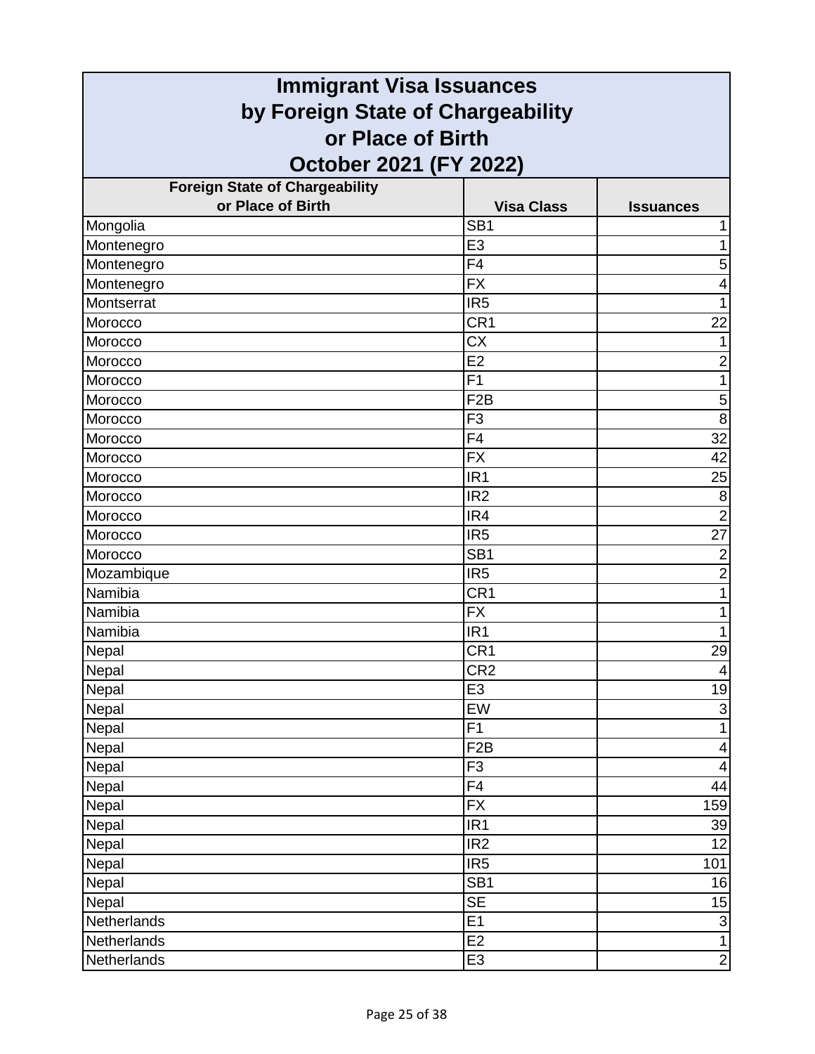# Immigrant Visa Issuances by Foreign State of Chargeability or Place of Birth October 2021 (FY 2022)

| Foreign State of Chargeability or Place of Birth | Visa Class | Issuances |
|---|---|---|
| Mongolia | SB1 | 1 |
| Montenegro | E3 | 1 |
| Montenegro | F4 | 5 |
| Montenegro | FX | 4 |
| Montserrat | IR5 | 1 |
| Morocco | CR1 | 22 |
| Morocco | CX | 1 |
| Morocco | E2 | 2 |
| Morocco | F1 | 1 |
| Morocco | F2B | 5 |
| Morocco | F3 | 8 |
| Morocco | F4 | 32 |
| Morocco | FX | 42 |
| Morocco | IR1 | 25 |
| Morocco | IR2 | 8 |
| Morocco | IR4 | 2 |
| Morocco | IR5 | 27 |
| Morocco | SB1 | 2 |
| Mozambique | IR5 | 2 |
| Namibia | CR1 | 1 |
| Namibia | FX | 1 |
| Namibia | IR1 | 1 |
| Nepal | CR1 | 29 |
| Nepal | CR2 | 4 |
| Nepal | E3 | 19 |
| Nepal | EW | 3 |
| Nepal | F1 | 1 |
| Nepal | F2B | 4 |
| Nepal | F3 | 4 |
| Nepal | F4 | 44 |
| Nepal | FX | 159 |
| Nepal | IR1 | 39 |
| Nepal | IR2 | 12 |
| Nepal | IR5 | 101 |
| Nepal | SB1 | 16 |
| Nepal | SE | 15 |
| Netherlands | E1 | 3 |
| Netherlands | E2 | 1 |
| Netherlands | E3 | 2 |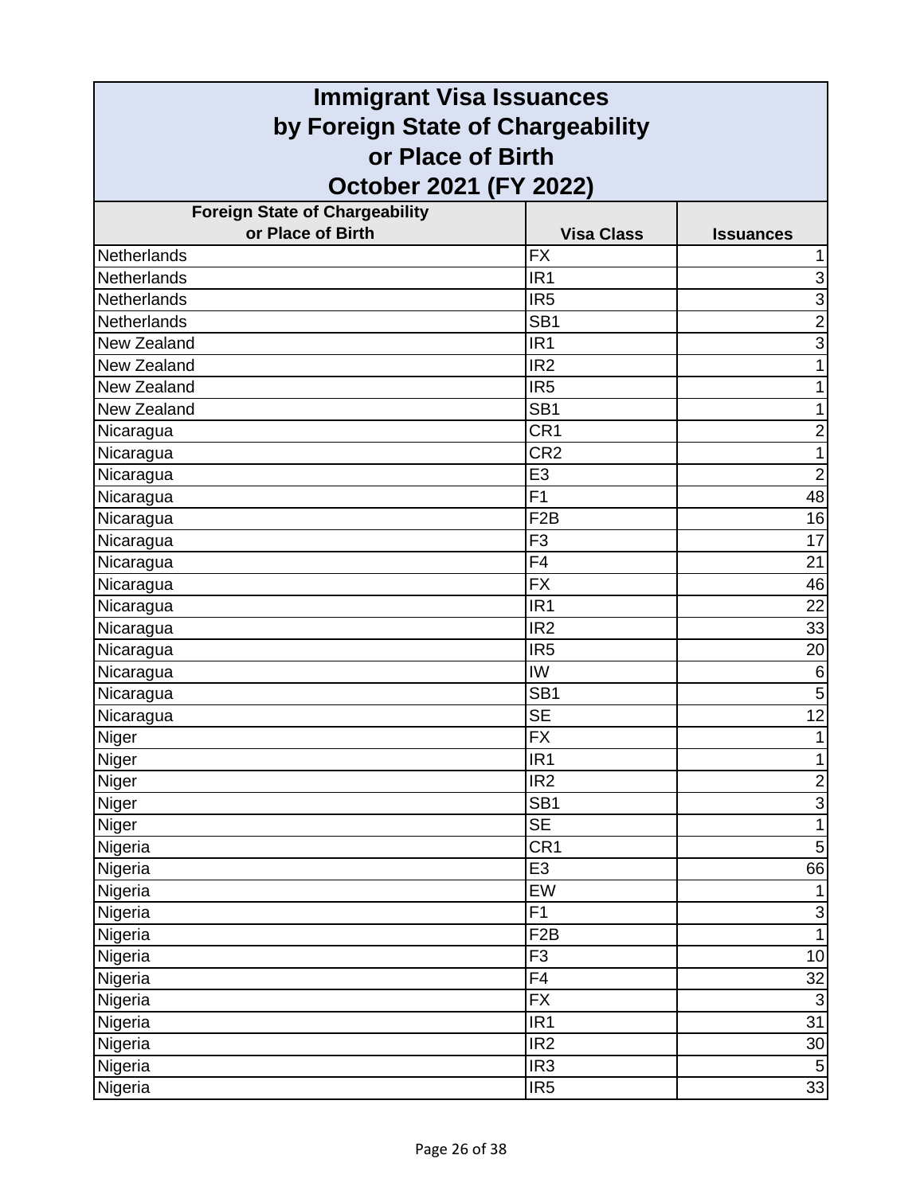# Immigrant Visa Issuances by Foreign State of Chargeability or Place of Birth October 2021 (FY 2022)

| Foreign State of Chargeability or Place of Birth | Visa Class | Issuances |
|---|---|---|
| Netherlands | FX | 1 |
| Netherlands | IR1 | 3 |
| Netherlands | IR5 | 3 |
| Netherlands | SB1 | 2 |
| New Zealand | IR1 | 3 |
| New Zealand | IR2 | 1 |
| New Zealand | IR5 | 1 |
| New Zealand | SB1 | 1 |
| Nicaragua | CR1 | 2 |
| Nicaragua | CR2 | 1 |
| Nicaragua | E3 | 2 |
| Nicaragua | F1 | 48 |
| Nicaragua | F2B | 16 |
| Nicaragua | F3 | 17 |
| Nicaragua | F4 | 21 |
| Nicaragua | FX | 46 |
| Nicaragua | IR1 | 22 |
| Nicaragua | IR2 | 33 |
| Nicaragua | IR5 | 20 |
| Nicaragua | IW | 6 |
| Nicaragua | SB1 | 5 |
| Nicaragua | SE | 12 |
| Niger | FX | 1 |
| Niger | IR1 | 1 |
| Niger | IR2 | 2 |
| Niger | SB1 | 3 |
| Niger | SE | 1 |
| Nigeria | CR1 | 5 |
| Nigeria | E3 | 66 |
| Nigeria | EW | 1 |
| Nigeria | F1 | 3 |
| Nigeria | F2B | 1 |
| Nigeria | F3 | 10 |
| Nigeria | F4 | 32 |
| Nigeria | FX | 3 |
| Nigeria | IR1 | 31 |
| Nigeria | IR2 | 30 |
| Nigeria | IR3 | 5 |
| Nigeria | IR5 | 33 |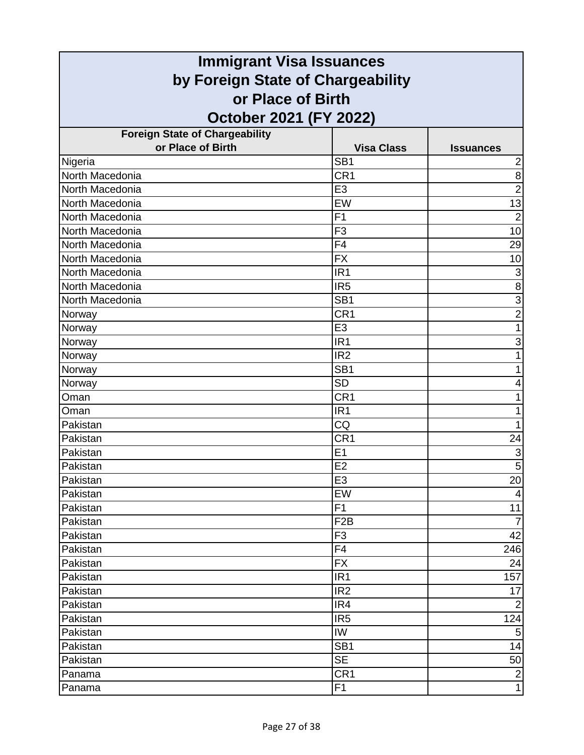# Immigrant Visa Issuances by Foreign State of Chargeability or Place of Birth October 2021 (FY 2022)

| Foreign State of Chargeability or Place of Birth | Visa Class | Issuances |
|---|---|---|
| Nigeria | SB1 | 2 |
| North Macedonia | CR1 | 8 |
| North Macedonia | E3 | 2 |
| North Macedonia | EW | 13 |
| North Macedonia | F1 | 2 |
| North Macedonia | F3 | 10 |
| North Macedonia | F4 | 29 |
| North Macedonia | FX | 10 |
| North Macedonia | IR1 | 3 |
| North Macedonia | IR5 | 8 |
| North Macedonia | SB1 | 3 |
| Norway | CR1 | 2 |
| Norway | E3 | 1 |
| Norway | IR1 | 3 |
| Norway | IR2 | 1 |
| Norway | SB1 | 1 |
| Norway | SD | 4 |
| Oman | CR1 | 1 |
| Oman | IR1 | 1 |
| Pakistan | CQ | 1 |
| Pakistan | CR1 | 24 |
| Pakistan | E1 | 3 |
| Pakistan | E2 | 5 |
| Pakistan | E3 | 20 |
| Pakistan | EW | 4 |
| Pakistan | F1 | 11 |
| Pakistan | F2B | 7 |
| Pakistan | F3 | 42 |
| Pakistan | F4 | 246 |
| Pakistan | FX | 24 |
| Pakistan | IR1 | 157 |
| Pakistan | IR2 | 17 |
| Pakistan | IR4 | 2 |
| Pakistan | IR5 | 124 |
| Pakistan | IW | 5 |
| Pakistan | SB1 | 14 |
| Pakistan | SE | 50 |
| Panama | CR1 | 2 |
| Panama | F1 | 1 |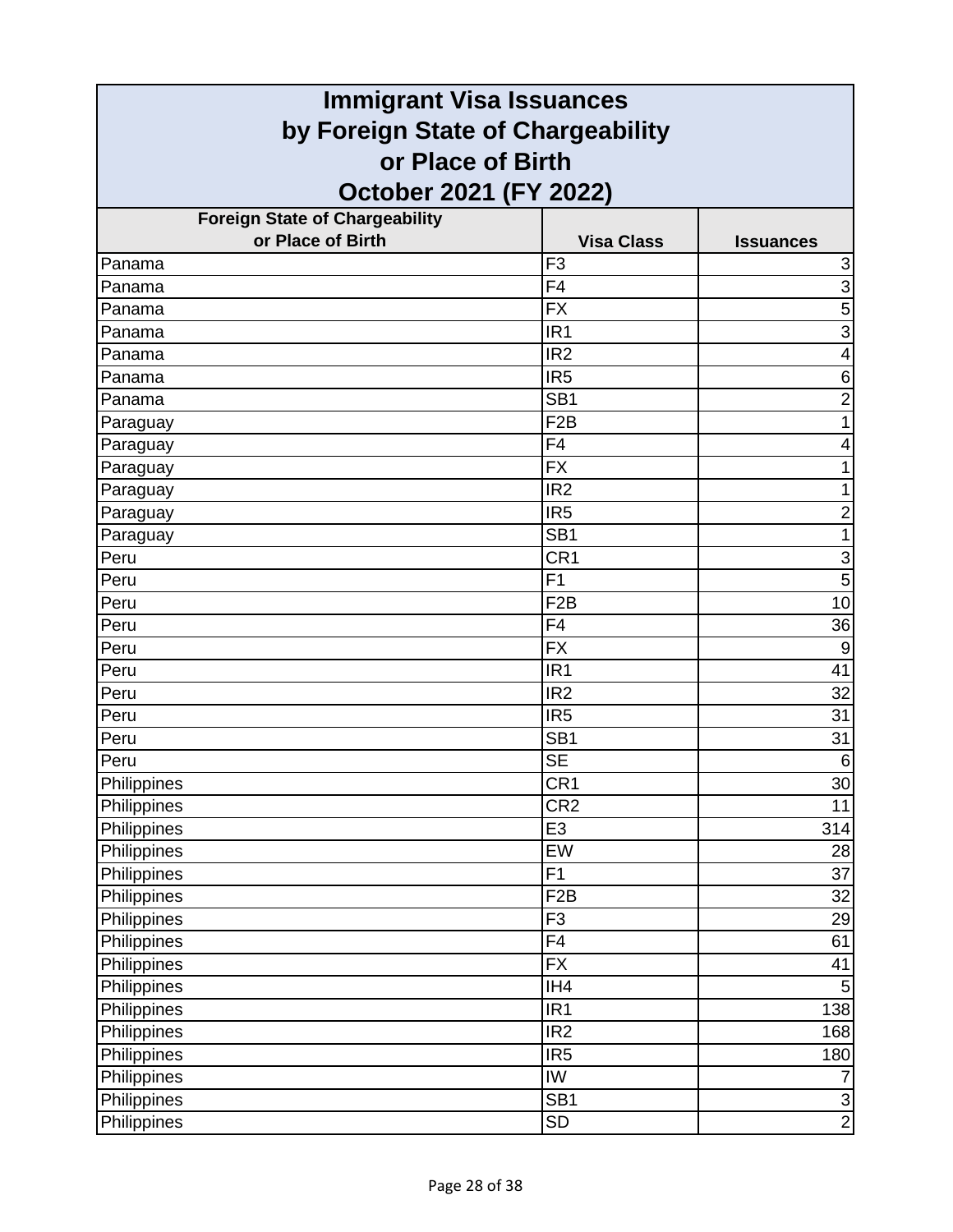# Immigrant Visa Issuances by Foreign State of Chargeability or Place of Birth October 2021 (FY 2022)

| Foreign State of Chargeability or Place of Birth | Visa Class | Issuances |
|---|---|---|
| Panama | F3 | 3 |
| Panama | F4 | 3 |
| Panama | FX | 5 |
| Panama | IR1 | 3 |
| Panama | IR2 | 4 |
| Panama | IR5 | 6 |
| Panama | SB1 | 2 |
| Paraguay | F2B | 1 |
| Paraguay | F4 | 4 |
| Paraguay | FX | 1 |
| Paraguay | IR2 | 1 |
| Paraguay | IR5 | 2 |
| Paraguay | SB1 | 1 |
| Peru | CR1 | 3 |
| Peru | F1 | 5 |
| Peru | F2B | 10 |
| Peru | F4 | 36 |
| Peru | FX | 9 |
| Peru | IR1 | 41 |
| Peru | IR2 | 32 |
| Peru | IR5 | 31 |
| Peru | SB1 | 31 |
| Peru | SE | 6 |
| Philippines | CR1 | 30 |
| Philippines | CR2 | 11 |
| Philippines | E3 | 314 |
| Philippines | EW | 28 |
| Philippines | F1 | 37 |
| Philippines | F2B | 32 |
| Philippines | F3 | 29 |
| Philippines | F4 | 61 |
| Philippines | FX | 41 |
| Philippines | IH4 | 5 |
| Philippines | IR1 | 138 |
| Philippines | IR2 | 168 |
| Philippines | IR5 | 180 |
| Philippines | IW | 7 |
| Philippines | SB1 | 3 |
| Philippines | SD | 2 |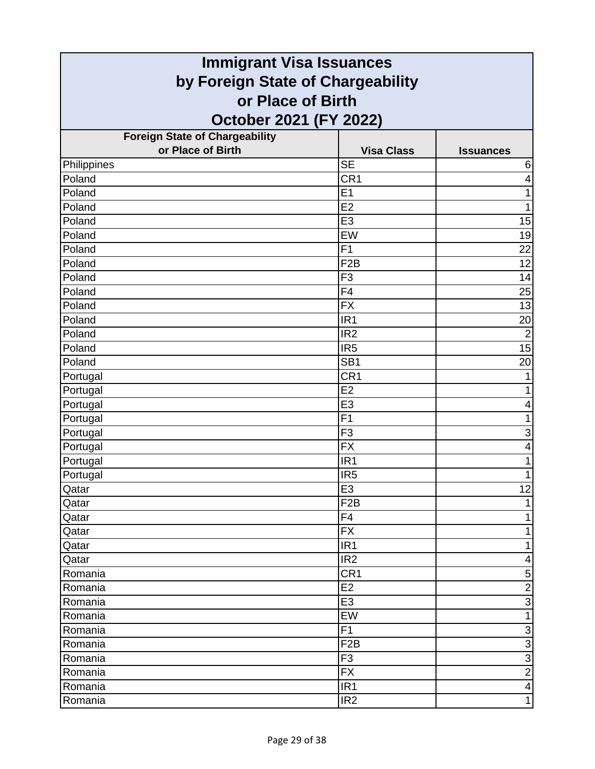# Immigrant Visa Issuances by Foreign State of Chargeability or Place of Birth October 2021 (FY 2022)

| Foreign State of Chargeability or Place of Birth | Visa Class | Issuances |
|---|---|---|
| Philippines | SE | 6 |
| Poland | CR1 | 4 |
| Poland | E1 | 1 |
| Poland | E2 | 1 |
| Poland | E3 | 15 |
| Poland | EW | 19 |
| Poland | F1 | 22 |
| Poland | F2B | 12 |
| Poland | F3 | 14 |
| Poland | F4 | 25 |
| Poland | FX | 13 |
| Poland | IR1 | 20 |
| Poland | IR2 | 2 |
| Poland | IR5 | 15 |
| Poland | SB1 | 20 |
| Portugal | CR1 | 1 |
| Portugal | E2 | 1 |
| Portugal | E3 | 4 |
| Portugal | F1 | 1 |
| Portugal | F3 | 3 |
| Portugal | FX | 4 |
| Portugal | IR1 | 1 |
| Portugal | IR5 | 1 |
| Qatar | E3 | 12 |
| Qatar | F2B | 1 |
| Qatar | F4 | 1 |
| Qatar | FX | 1 |
| Qatar | IR1 | 1 |
| Qatar | IR2 | 4 |
| Romania | CR1 | 5 |
| Romania | E2 | 2 |
| Romania | E3 | 3 |
| Romania | EW | 1 |
| Romania | F1 | 3 |
| Romania | F2B | 3 |
| Romania | F3 | 3 |
| Romania | FX | 2 |
| Romania | IR1 | 4 |
| Romania | IR2 | 1 |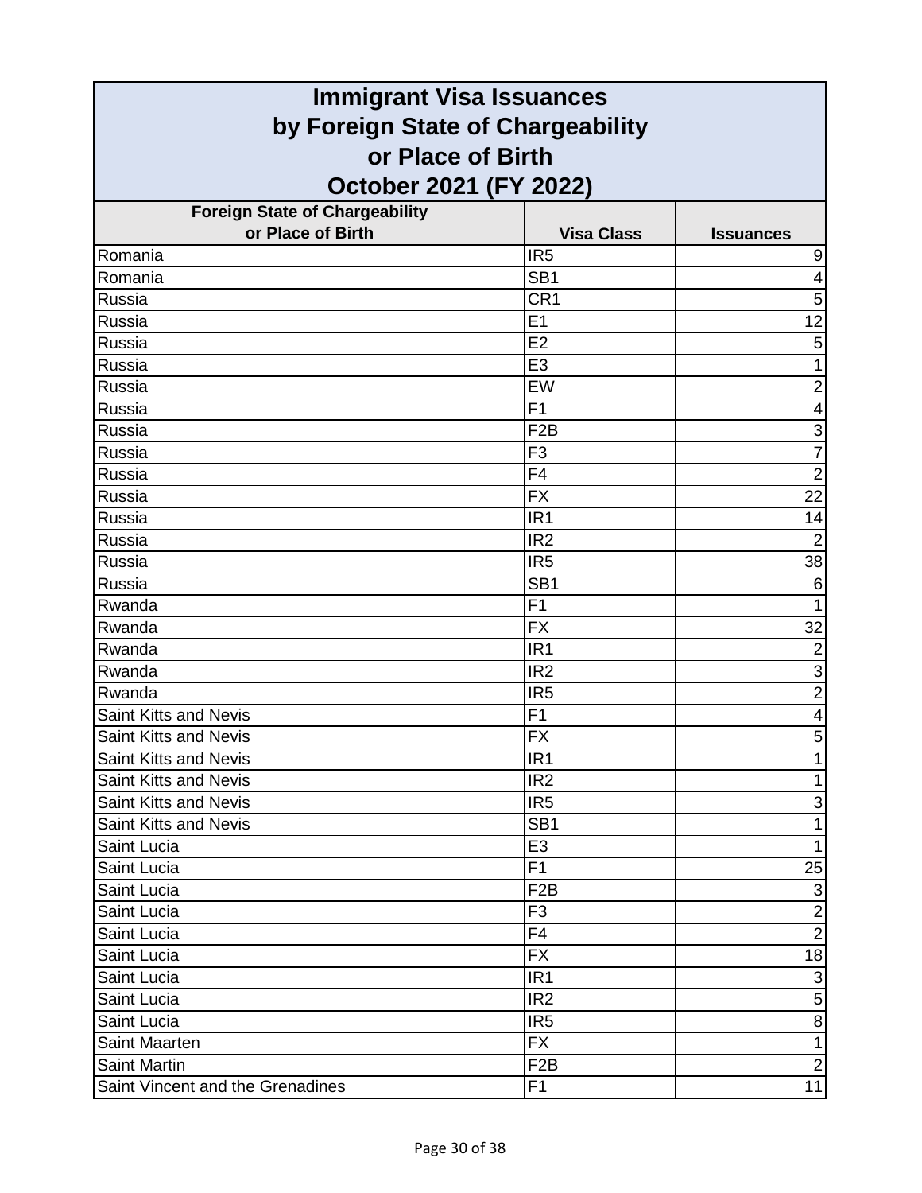# Immigrant Visa Issuances by Foreign State of Chargeability or Place of Birth October 2021 (FY 2022)

| Foreign State of Chargeability or Place of Birth | Visa Class | Issuances |
|---|---|---|
| Romania | IR5 | 9 |
| Romania | SB1 | 4 |
| Russia | CR1 | 5 |
| Russia | E1 | 12 |
| Russia | E2 | 5 |
| Russia | E3 | 1 |
| Russia | EW | 2 |
| Russia | F1 | 4 |
| Russia | F2B | 3 |
| Russia | F3 | 7 |
| Russia | F4 | 2 |
| Russia | FX | 22 |
| Russia | IR1 | 14 |
| Russia | IR2 | 2 |
| Russia | IR5 | 38 |
| Russia | SB1 | 6 |
| Rwanda | F1 | 1 |
| Rwanda | FX | 32 |
| Rwanda | IR1 | 2 |
| Rwanda | IR2 | 3 |
| Rwanda | IR5 | 2 |
| Saint Kitts and Nevis | F1 | 4 |
| Saint Kitts and Nevis | FX | 5 |
| Saint Kitts and Nevis | IR1 | 1 |
| Saint Kitts and Nevis | IR2 | 1 |
| Saint Kitts and Nevis | IR5 | 3 |
| Saint Kitts and Nevis | SB1 | 1 |
| Saint Lucia | E3 | 1 |
| Saint Lucia | F1 | 25 |
| Saint Lucia | F2B | 3 |
| Saint Lucia | F3 | 2 |
| Saint Lucia | F4 | 2 |
| Saint Lucia | FX | 18 |
| Saint Lucia | IR1 | 3 |
| Saint Lucia | IR2 | 5 |
| Saint Lucia | IR5 | 8 |
| Saint Maarten | FX | 1 |
| Saint Martin | F2B | 2 |
| Saint Vincent and the Grenadines | F1 | 11 |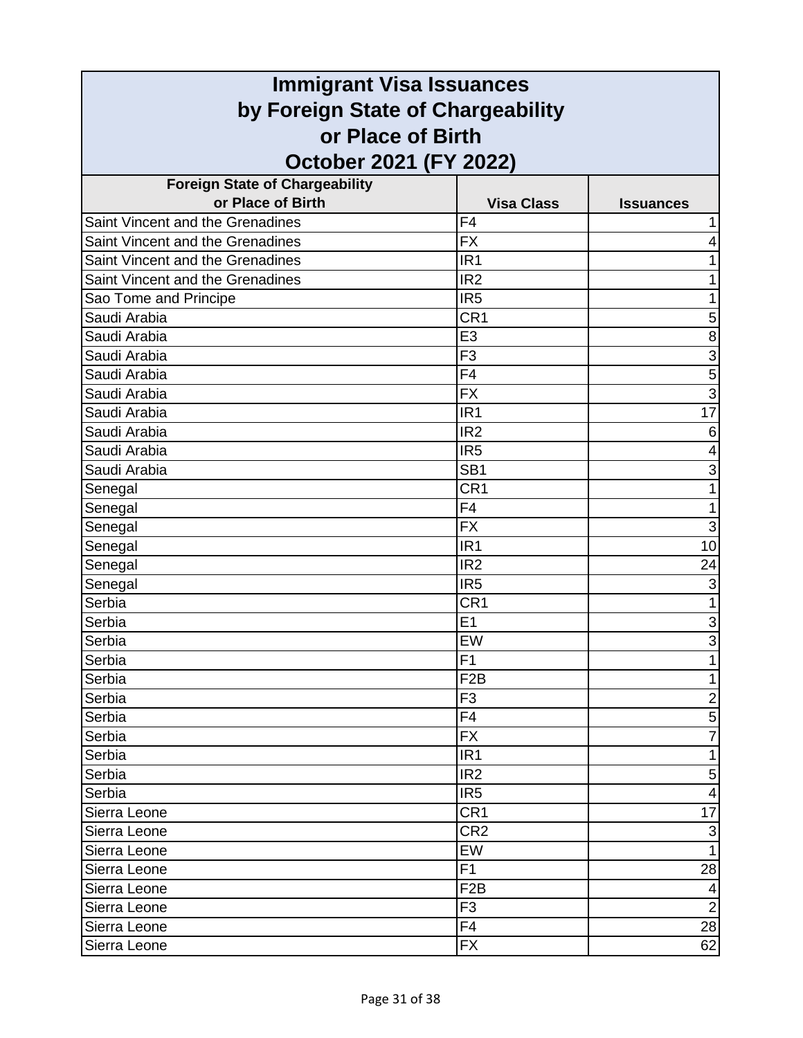# Immigrant Visa Issuances by Foreign State of Chargeability or Place of Birth October 2021 (FY 2022)

| Foreign State of Chargeability or Place of Birth | Visa Class | Issuances |
|---|---|---|
| Saint Vincent and the Grenadines | F4 | 1 |
| Saint Vincent and the Grenadines | FX | 4 |
| Saint Vincent and the Grenadines | IR1 | 1 |
| Saint Vincent and the Grenadines | IR2 | 1 |
| Sao Tome and Principe | IR5 | 1 |
| Saudi Arabia | CR1 | 5 |
| Saudi Arabia | E3 | 8 |
| Saudi Arabia | F3 | 3 |
| Saudi Arabia | F4 | 5 |
| Saudi Arabia | FX | 3 |
| Saudi Arabia | IR1 | 17 |
| Saudi Arabia | IR2 | 6 |
| Saudi Arabia | IR5 | 4 |
| Saudi Arabia | SB1 | 3 |
| Senegal | CR1 | 1 |
| Senegal | F4 | 1 |
| Senegal | FX | 3 |
| Senegal | IR1 | 10 |
| Senegal | IR2 | 24 |
| Senegal | IR5 | 3 |
| Serbia | CR1 | 1 |
| Serbia | E1 | 3 |
| Serbia | EW | 3 |
| Serbia | F1 | 1 |
| Serbia | F2B | 1 |
| Serbia | F3 | 2 |
| Serbia | F4 | 5 |
| Serbia | FX | 7 |
| Serbia | IR1 | 1 |
| Serbia | IR2 | 5 |
| Serbia | IR5 | 4 |
| Sierra Leone | CR1 | 17 |
| Sierra Leone | CR2 | 3 |
| Sierra Leone | EW | 1 |
| Sierra Leone | F1 | 28 |
| Sierra Leone | F2B | 4 |
| Sierra Leone | F3 | 2 |
| Sierra Leone | F4 | 28 |
| Sierra Leone | FX | 62 |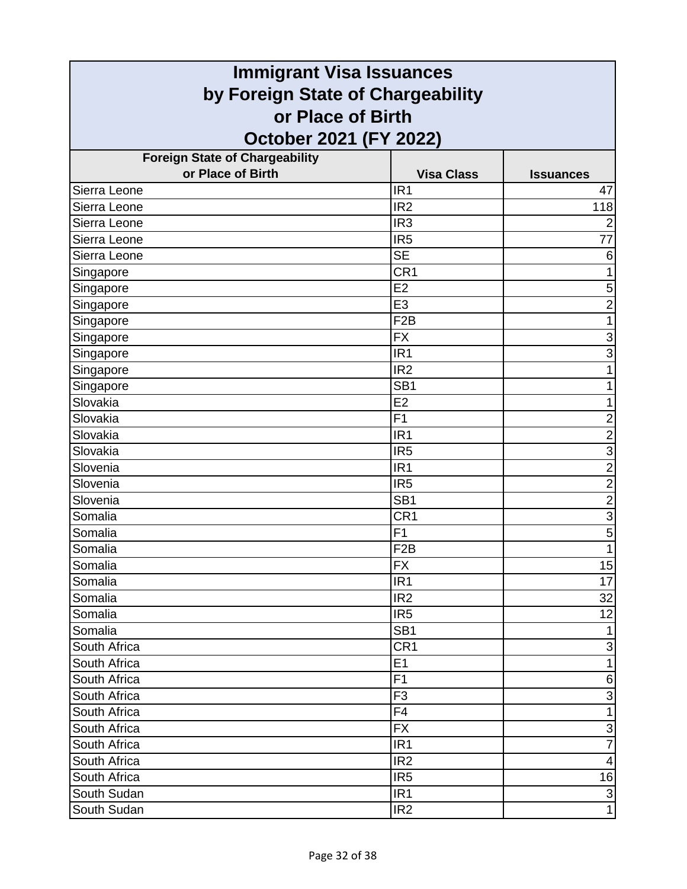# Immigrant Visa Issuances by Foreign State of Chargeability or Place of Birth October 2021 (FY 2022)

| Foreign State of Chargeability or Place of Birth | Visa Class | Issuances |
|---|---|---|
| Sierra Leone | IR1 | 47 |
| Sierra Leone | IR2 | 118 |
| Sierra Leone | IR3 | 2 |
| Sierra Leone | IR5 | 77 |
| Sierra Leone | SE | 6 |
| Singapore | CR1 | 1 |
| Singapore | E2 | 5 |
| Singapore | E3 | 2 |
| Singapore | F2B | 1 |
| Singapore | FX | 3 |
| Singapore | IR1 | 3 |
| Singapore | IR2 | 1 |
| Singapore | SB1 | 1 |
| Slovakia | E2 | 1 |
| Slovakia | F1 | 2 |
| Slovakia | IR1 | 2 |
| Slovakia | IR5 | 3 |
| Slovenia | IR1 | 2 |
| Slovenia | IR5 | 2 |
| Slovenia | SB1 | 2 |
| Somalia | CR1 | 3 |
| Somalia | F1 | 5 |
| Somalia | F2B | 1 |
| Somalia | FX | 15 |
| Somalia | IR1 | 17 |
| Somalia | IR2 | 32 |
| Somalia | IR5 | 12 |
| Somalia | SB1 | 1 |
| South Africa | CR1 | 3 |
| South Africa | E1 | 1 |
| South Africa | F1 | 6 |
| South Africa | F3 | 3 |
| South Africa | F4 | 1 |
| South Africa | FX | 3 |
| South Africa | IR1 | 7 |
| South Africa | IR2 | 4 |
| South Africa | IR5 | 16 |
| South Sudan | IR1 | 3 |
| South Sudan | IR2 | 1 |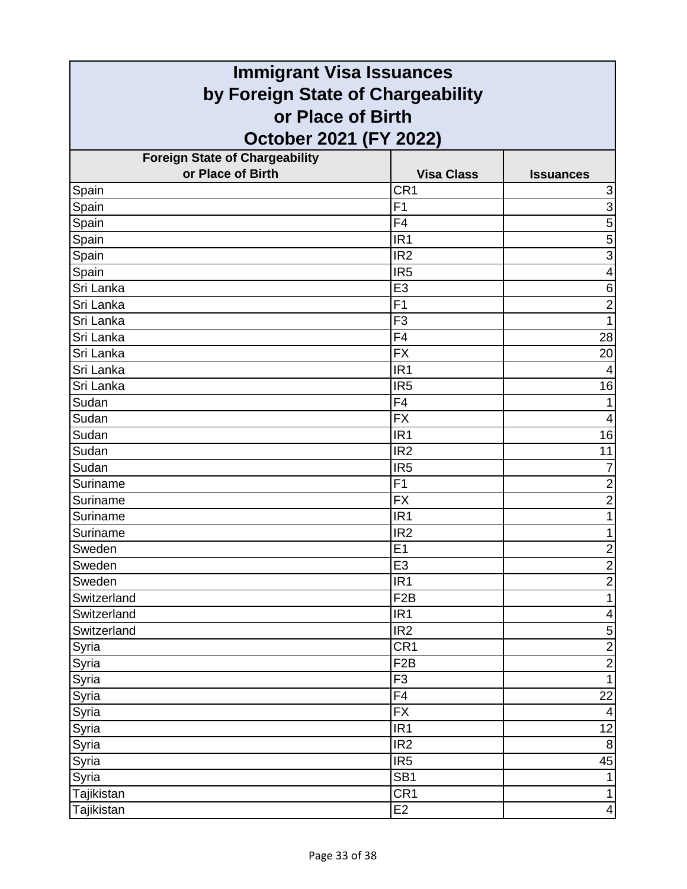# Immigrant Visa Issuances by Foreign State of Chargeability or Place of Birth October 2021 (FY 2022)

| Foreign State of Chargeability or Place of Birth | Visa Class | Issuances |
|---|---|---|
| Spain | CR1 | 3 |
| Spain | F1 | 3 |
| Spain | F4 | 5 |
| Spain | IR1 | 5 |
| Spain | IR2 | 3 |
| Spain | IR5 | 4 |
| Sri Lanka | E3 | 6 |
| Sri Lanka | F1 | 2 |
| Sri Lanka | F3 | 1 |
| Sri Lanka | F4 | 28 |
| Sri Lanka | FX | 20 |
| Sri Lanka | IR1 | 4 |
| Sri Lanka | IR5 | 16 |
| Sudan | F4 | 1 |
| Sudan | FX | 4 |
| Sudan | IR1 | 16 |
| Sudan | IR2 | 11 |
| Sudan | IR5 | 7 |
| Suriname | F1 | 2 |
| Suriname | FX | 2 |
| Suriname | IR1 | 1 |
| Suriname | IR2 | 1 |
| Sweden | E1 | 2 |
| Sweden | E3 | 2 |
| Sweden | IR1 | 2 |
| Switzerland | F2B | 1 |
| Switzerland | IR1 | 4 |
| Switzerland | IR2 | 5 |
| Syria | CR1 | 2 |
| Syria | F2B | 2 |
| Syria | F3 | 1 |
| Syria | F4 | 22 |
| Syria | FX | 4 |
| Syria | IR1 | 12 |
| Syria | IR2 | 8 |
| Syria | IR5 | 45 |
| Syria | SB1 | 1 |
| Tajikistan | CR1 | 1 |
| Tajikistan | E2 | 4 |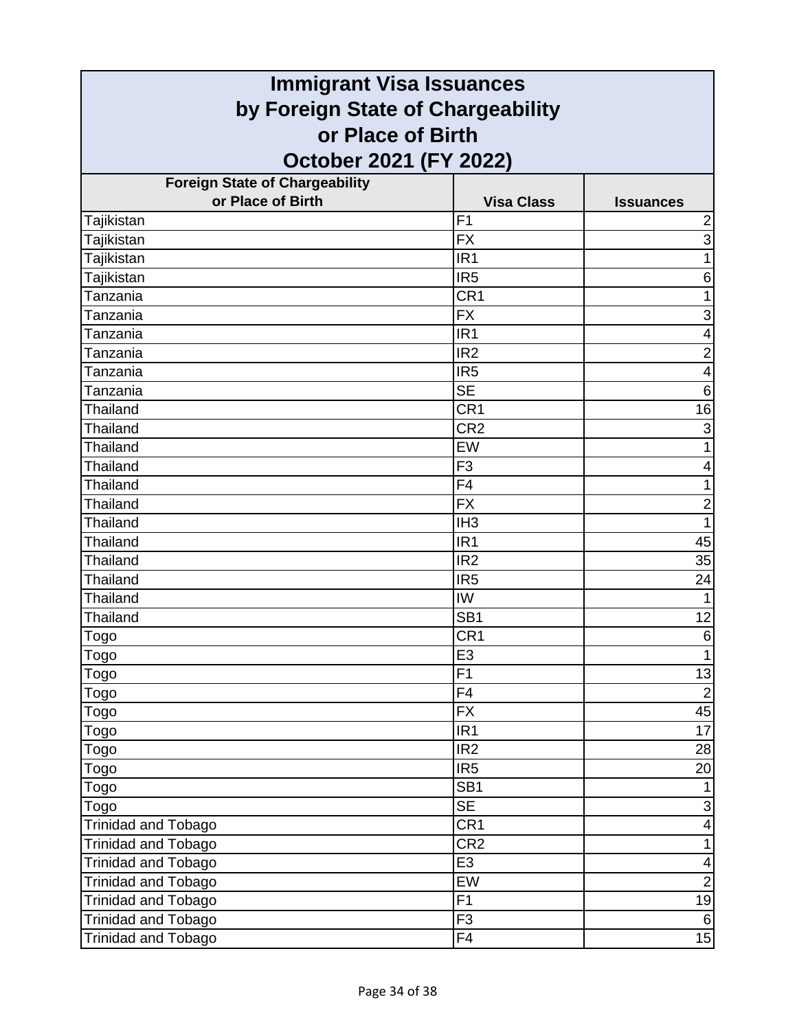# Immigrant Visa Issuances by Foreign State of Chargeability or Place of Birth October 2021 (FY 2022)

| Foreign State of Chargeability or Place of Birth | Visa Class | Issuances |
|---|---|---|
| Tajikistan | F1 | 2 |
| Tajikistan | FX | 3 |
| Tajikistan | IR1 | 1 |
| Tajikistan | IR5 | 6 |
| Tanzania | CR1 | 1 |
| Tanzania | FX | 3 |
| Tanzania | IR1 | 4 |
| Tanzania | IR2 | 2 |
| Tanzania | IR5 | 4 |
| Tanzania | SE | 6 |
| Thailand | CR1 | 16 |
| Thailand | CR2 | 3 |
| Thailand | EW | 1 |
| Thailand | F3 | 4 |
| Thailand | F4 | 1 |
| Thailand | FX | 2 |
| Thailand | IH3 | 1 |
| Thailand | IR1 | 45 |
| Thailand | IR2 | 35 |
| Thailand | IR5 | 24 |
| Thailand | IW | 1 |
| Thailand | SB1 | 12 |
| Togo | CR1 | 6 |
| Togo | E3 | 1 |
| Togo | F1 | 13 |
| Togo | F4 | 2 |
| Togo | FX | 45 |
| Togo | IR1 | 17 |
| Togo | IR2 | 28 |
| Togo | IR5 | 20 |
| Togo | SB1 | 1 |
| Togo | SE | 3 |
| Trinidad and Tobago | CR1 | 4 |
| Trinidad and Tobago | CR2 | 1 |
| Trinidad and Tobago | E3 | 4 |
| Trinidad and Tobago | EW | 2 |
| Trinidad and Tobago | F1 | 19 |
| Trinidad and Tobago | F3 | 6 |
| Trinidad and Tobago | F4 | 15 |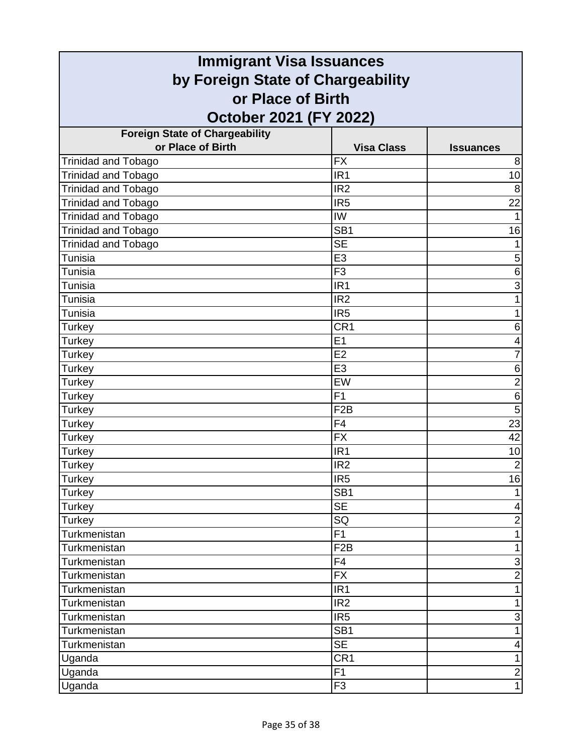# Immigrant Visa Issuances by Foreign State of Chargeability or Place of Birth October 2021 (FY 2022)

| Foreign State of Chargeability or Place of Birth | Visa Class | Issuances |
|---|---|---|
| Trinidad and Tobago | FX | 8 |
| Trinidad and Tobago | IR1 | 10 |
| Trinidad and Tobago | IR2 | 8 |
| Trinidad and Tobago | IR5 | 22 |
| Trinidad and Tobago | IW | 1 |
| Trinidad and Tobago | SB1 | 16 |
| Trinidad and Tobago | SE | 1 |
| Tunisia | E3 | 5 |
| Tunisia | F3 | 6 |
| Tunisia | IR1 | 3 |
| Tunisia | IR2 | 1 |
| Tunisia | IR5 | 1 |
| Turkey | CR1 | 6 |
| Turkey | E1 | 4 |
| Turkey | E2 | 7 |
| Turkey | E3 | 6 |
| Turkey | EW | 2 |
| Turkey | F1 | 6 |
| Turkey | F2B | 5 |
| Turkey | F4 | 23 |
| Turkey | FX | 42 |
| Turkey | IR1 | 10 |
| Turkey | IR2 | 2 |
| Turkey | IR5 | 16 |
| Turkey | SB1 | 1 |
| Turkey | SE | 4 |
| Turkey | SQ | 2 |
| Turkmenistan | F1 | 1 |
| Turkmenistan | F2B | 1 |
| Turkmenistan | F4 | 3 |
| Turkmenistan | FX | 2 |
| Turkmenistan | IR1 | 1 |
| Turkmenistan | IR2 | 1 |
| Turkmenistan | IR5 | 3 |
| Turkmenistan | SB1 | 1 |
| Turkmenistan | SE | 4 |
| Uganda | CR1 | 1 |
| Uganda | F1 | 2 |
| Uganda | F3 | 1 |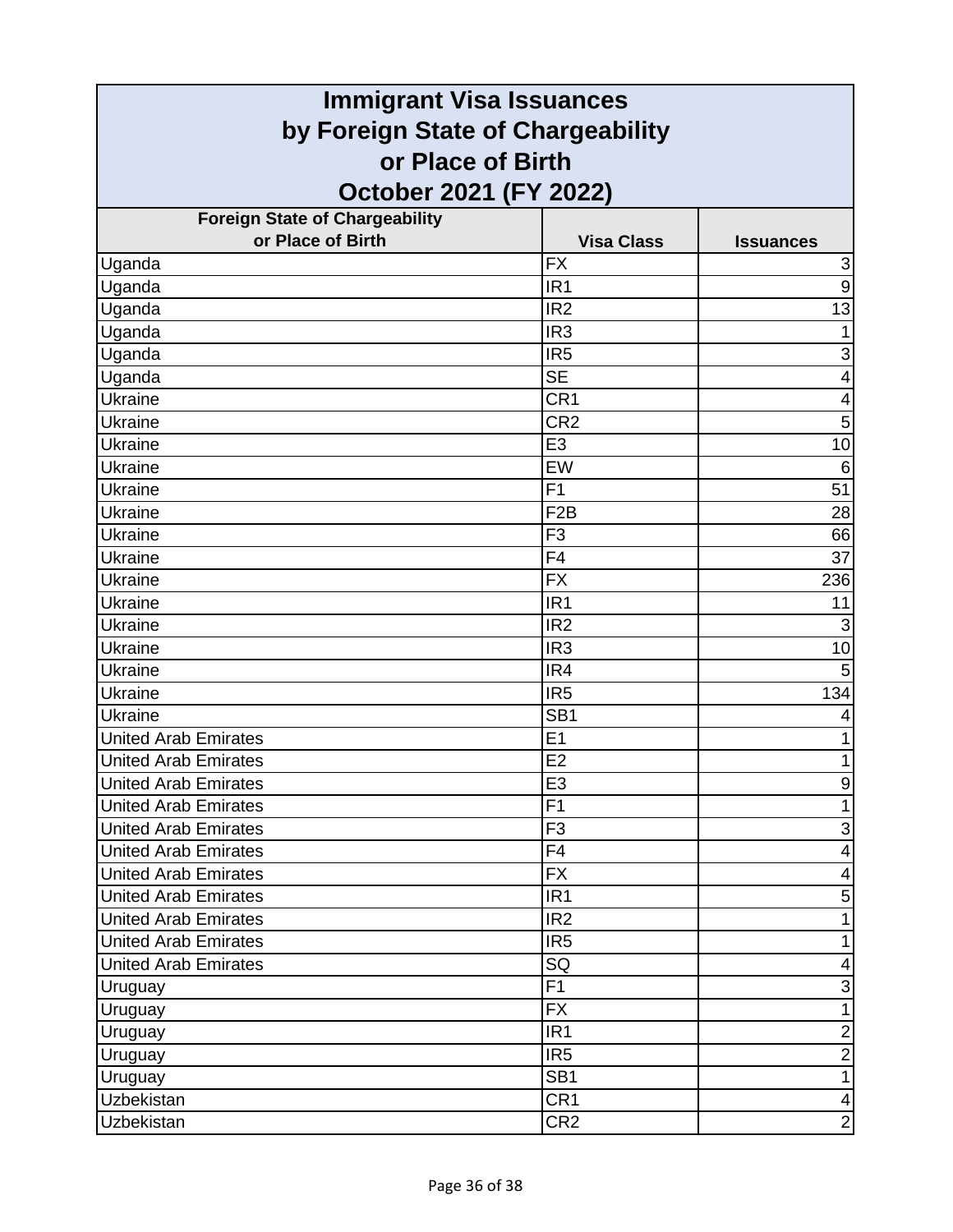# Immigrant Visa Issuances by Foreign State of Chargeability or Place of Birth October 2021 (FY 2022)

| Foreign State of Chargeability or Place of Birth | Visa Class | Issuances |
|---|---|---|
| Uganda | FX | 3 |
| Uganda | IR1 | 9 |
| Uganda | IR2 | 13 |
| Uganda | IR3 | 1 |
| Uganda | IR5 | 3 |
| Uganda | SE | 4 |
| Ukraine | CR1 | 4 |
| Ukraine | CR2 | 5 |
| Ukraine | E3 | 10 |
| Ukraine | EW | 6 |
| Ukraine | F1 | 51 |
| Ukraine | F2B | 28 |
| Ukraine | F3 | 66 |
| Ukraine | F4 | 37 |
| Ukraine | FX | 236 |
| Ukraine | IR1 | 11 |
| Ukraine | IR2 | 3 |
| Ukraine | IR3 | 10 |
| Ukraine | IR4 | 5 |
| Ukraine | IR5 | 134 |
| Ukraine | SB1 | 4 |
| United Arab Emirates | E1 | 1 |
| United Arab Emirates | E2 | 1 |
| United Arab Emirates | E3 | 9 |
| United Arab Emirates | F1 | 1 |
| United Arab Emirates | F3 | 3 |
| United Arab Emirates | F4 | 4 |
| United Arab Emirates | FX | 4 |
| United Arab Emirates | IR1 | 5 |
| United Arab Emirates | IR2 | 1 |
| United Arab Emirates | IR5 | 1 |
| United Arab Emirates | SQ | 4 |
| Uruguay | F1 | 3 |
| Uruguay | FX | 1 |
| Uruguay | IR1 | 2 |
| Uruguay | IR5 | 2 |
| Uruguay | SB1 | 1 |
| Uzbekistan | CR1 | 4 |
| Uzbekistan | CR2 | 2 |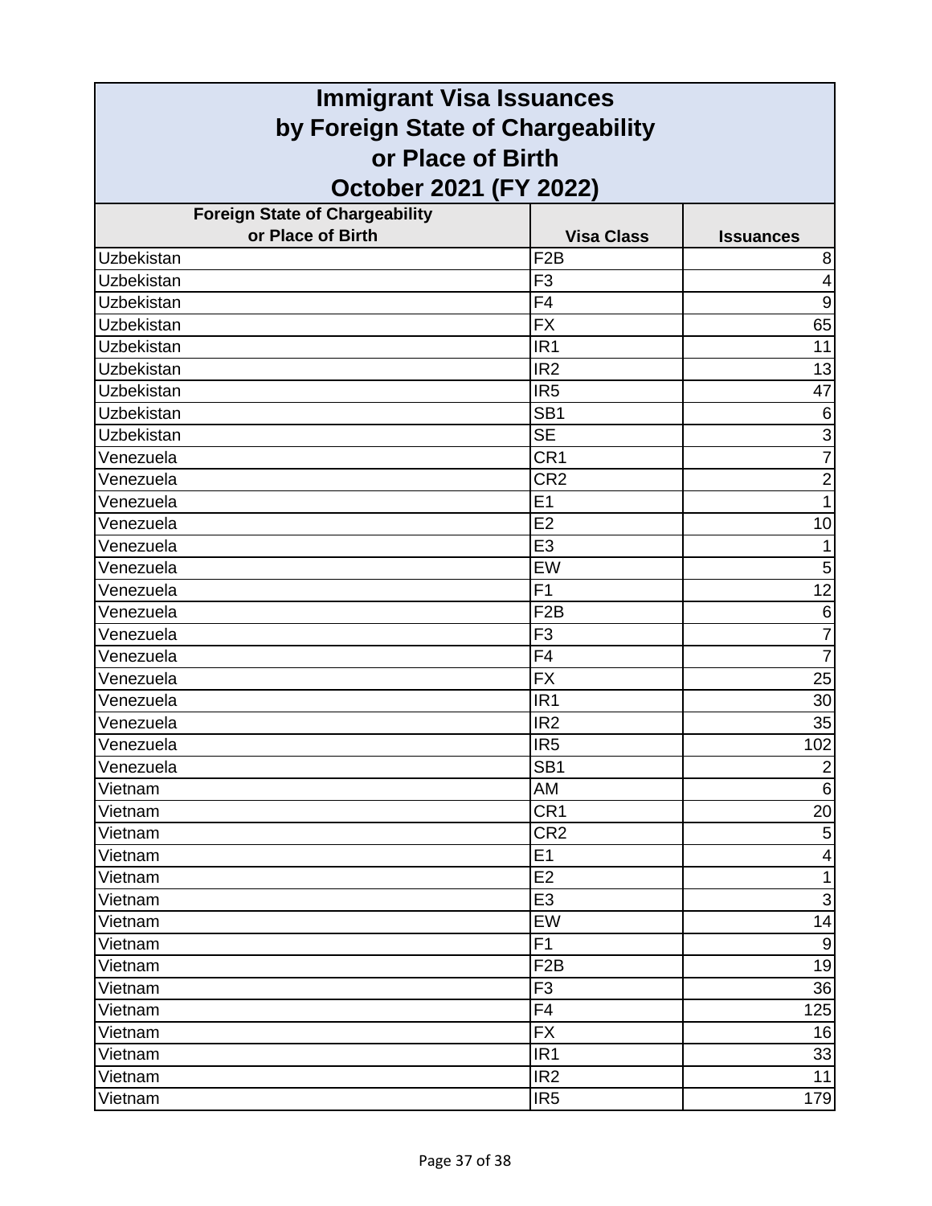# Immigrant Visa Issuances by Foreign State of Chargeability or Place of Birth October 2021 (FY 2022)

| Foreign State of Chargeability or Place of Birth | Visa Class | Issuances |
|---|---|---|
| Uzbekistan | F2B | 8 |
| Uzbekistan | F3 | 4 |
| Uzbekistan | F4 | 9 |
| Uzbekistan | FX | 65 |
| Uzbekistan | IR1 | 11 |
| Uzbekistan | IR2 | 13 |
| Uzbekistan | IR5 | 47 |
| Uzbekistan | SB1 | 6 |
| Uzbekistan | SE | 3 |
| Venezuela | CR1 | 7 |
| Venezuela | CR2 | 2 |
| Venezuela | E1 | 1 |
| Venezuela | E2 | 10 |
| Venezuela | E3 | 1 |
| Venezuela | EW | 5 |
| Venezuela | F1 | 12 |
| Venezuela | F2B | 6 |
| Venezuela | F3 | 7 |
| Venezuela | F4 | 7 |
| Venezuela | FX | 25 |
| Venezuela | IR1 | 30 |
| Venezuela | IR2 | 35 |
| Venezuela | IR5 | 102 |
| Venezuela | SB1 | 2 |
| Vietnam | AM | 6 |
| Vietnam | CR1 | 20 |
| Vietnam | CR2 | 5 |
| Vietnam | E1 | 4 |
| Vietnam | E2 | 1 |
| Vietnam | E3 | 3 |
| Vietnam | EW | 14 |
| Vietnam | F1 | 9 |
| Vietnam | F2B | 19 |
| Vietnam | F3 | 36 |
| Vietnam | F4 | 125 |
| Vietnam | FX | 16 |
| Vietnam | IR1 | 33 |
| Vietnam | IR2 | 11 |
| Vietnam | IR5 | 179 |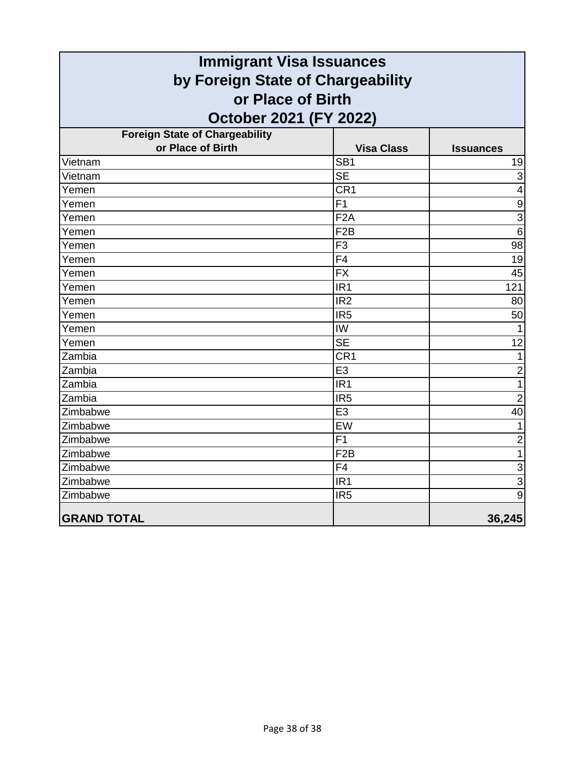# Immigrant Visa Issuances by Foreign State of Chargeability or Place of Birth October 2021 (FY 2022)

| Foreign State of Chargeability or Place of Birth | Visa Class | Issuances |
|---|---|---|
| Vietnam | SB1 | 19 |
| Vietnam | SE | 3 |
| Yemen | CR1 | 4 |
| Yemen | F1 | 9 |
| Yemen | F2A | 3 |
| Yemen | F2B | 6 |
| Yemen | F3 | 98 |
| Yemen | F4 | 19 |
| Yemen | FX | 45 |
| Yemen | IR1 | 121 |
| Yemen | IR2 | 80 |
| Yemen | IR5 | 50 |
| Yemen | IW | 1 |
| Yemen | SE | 12 |
| Zambia | CR1 | 1 |
| Zambia | E3 | 2 |
| Zambia | IR1 | 1 |
| Zambia | IR5 | 2 |
| Zimbabwe | E3 | 40 |
| Zimbabwe | EW | 1 |
| Zimbabwe | F1 | 2 |
| Zimbabwe | F2B | 1 |
| Zimbabwe | F4 | 3 |
| Zimbabwe | IR1 | 3 |
| Zimbabwe | IR5 | 9 |
| **GRAND TOTAL** | | **36,245** |